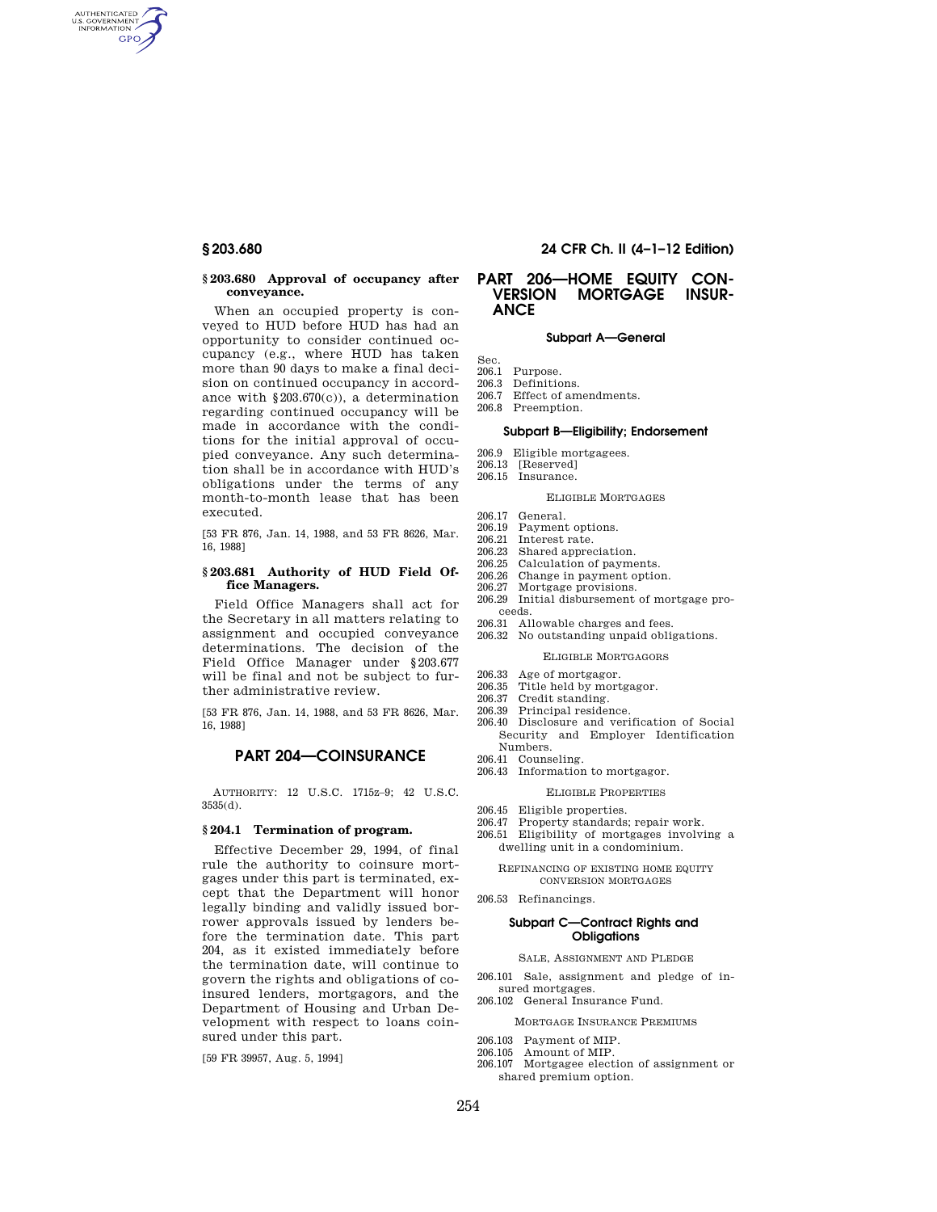### § 203.680 Approval of occupancy after conveyance.

When an occupied property is conveyed to HUD before HUD has had an opportunity to consider continued occupancy (e.g., where HUD has taken more than 90 days to make a final decision on continued occupancy in accordance with §203.670(c)), a determination regarding continued occupancy will be made in accordance with the conditions for the initial approval of occupied conveyance. Any such determination shall be in accordance with HUD's obligations under the terms of any month-to-month lease that has been executed.

[53 FR 876, Jan. 14, 1988, and 53 FR 8626, Mar. 16, 1988]

### § 203.681 Authority of HUD Field Office Managers.

Field Office Managers shall act for the Secretary in all matters relating to assignment and occupied conveyance determinations. The decision of the Field Office Manager under §203.677 will be final and not be subject to further administrative review.

[53 FR 876, Jan. 14, 1988, and 53 FR 8626, Mar. 16, 1988]

## PART 204—COINSURANCE

AUTHORITY: 12 U.S.C. 1715z–9; 42 U.S.C. 3535(d).

### § 204.1 Termination of program.

Effective December 29, 1994, of final rule the authority to coinsure mortgages under this part is terminated, except that the Department will honor legally binding and validly issued borrower approvals issued by lenders before the termination date. This part 204, as it existed immediately before the termination date, will continue to govern the rights and obligations of coinsured lenders, mortgagors, and the Department of Housing and Urban Development with respect to loans coinsured under this part.

[59 FR 39957, Aug. 5, 1994]

## PART 206—HOME EQUITY CONVERSION MORTGAGE INSURANCE

### Subpart A—General

Sec.
206.1 Purpose.
206.3 Definitions.
206.7 Effect of amendments.
206.8 Preemption.

### Subpart B—Eligibility; Endorsement

206.9 Eligible mortgagees.
206.13 [Reserved]
206.15 Insurance.

ELIGIBLE MORTGAGES

206.17 General.
206.19 Payment options.
206.21 Interest rate.
206.23 Shared appreciation.
206.25 Calculation of payments.
206.26 Change in payment option.
206.27 Mortgage provisions.
206.29 Initial disbursement of mortgage proceeds.
206.31 Allowable charges and fees.
206.32 No outstanding unpaid obligations.

ELIGIBLE MORTGAGORS

206.33 Age of mortgagor.
206.35 Title held by mortgagor.
206.37 Credit standing.
206.39 Principal residence.
206.40 Disclosure and verification of Social Security and Employer Identification Numbers.
206.41 Counseling.
206.43 Information to mortgagor.

ELIGIBLE PROPERTIES

206.45 Eligible properties.
206.47 Property standards; repair work.
206.51 Eligibility of mortgages involving a dwelling unit in a condominium.

REFINANCING OF EXISTING HOME EQUITY CONVERSION MORTGAGES

206.53 Refinancings.

### Subpart C—Contract Rights and Obligations

SALE, ASSIGNMENT AND PLEDGE

206.101 Sale, assignment and pledge of insured mortgages.
206.102 General Insurance Fund.

MORTGAGE INSURANCE PREMIUMS

206.103 Payment of MIP.
206.105 Amount of MIP.
206.107 Mortgagee election of assignment or shared premium option.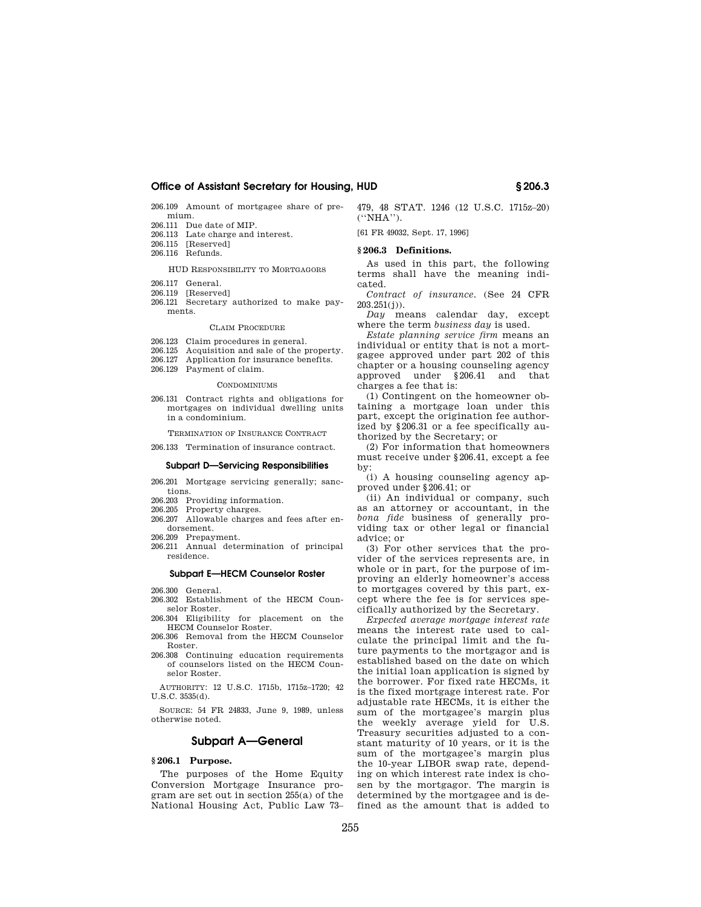206.109 Amount of mortgagee share of premium.
206.111 Due date of MIP.
206.113 Late charge and interest.
206.115 [Reserved]
206.116 Refunds.

HUD RESPONSIBILITY TO MORTGAGORS

206.117 General.
206.119 [Reserved]
206.121 Secretary authorized to make payments.

CLAIM PROCEDURE

206.123 Claim procedures in general.
206.125 Acquisition and sale of the property.
206.127 Application for insurance benefits.
206.129 Payment of claim.

CONDOMINIUMS

206.131 Contract rights and obligations for mortgages on individual dwelling units in a condominium.

TERMINATION OF INSURANCE CONTRACT

206.133 Termination of insurance contract.

#### Subpart D—Servicing Responsibilities

206.201 Mortgage servicing generally; sanctions.
206.203 Providing information.
206.205 Property charges.
206.207 Allowable charges and fees after endorsement.
206.209 Prepayment.
206.211 Annual determination of principal residence.

#### Subpart E—HECM Counselor Roster

206.300 General.
206.302 Establishment of the HECM Counselor Roster.
206.304 Eligibility for placement on the HECM Counselor Roster.
206.306 Removal from the HECM Counselor Roster.
206.308 Continuing education requirements of counselors listed on the HECM Counselor Roster.

AUTHORITY: 12 U.S.C. 1715b, 1715z–1720; 42 U.S.C. 3535(d).

SOURCE: 54 FR 24833, June 9, 1989, unless otherwise noted.

## Subpart A—General

### § 206.1 Purpose.

The purposes of the Home Equity Conversion Mortgage Insurance program are set out in section 255(a) of the National Housing Act, Public Law 73–479, 48 STAT. 1246 (12 U.S.C. 1715z–20) (''NHA'').

[61 FR 49032, Sept. 17, 1996]

### § 206.3 Definitions.

As used in this part, the following terms shall have the meaning indicated.

*Contract of insurance.* (See 24 CFR 203.251(j)).

*Day* means calendar day, except where the term *business day* is used.

*Estate planning service firm* means an individual or entity that is not a mortgagee approved under part 202 of this chapter or a housing counseling agency approved under §206.41 and that charges a fee that is:

(1) Contingent on the homeowner obtaining a mortgage loan under this part, except the origination fee authorized by §206.31 or a fee specifically authorized by the Secretary; or

(2) For information that homeowners must receive under §206.41, except a fee by:

(i) A housing counseling agency approved under §206.41; or

(ii) An individual or company, such as an attorney or accountant, in the *bona fide* business of generally providing tax or other legal or financial advice; or

(3) For other services that the provider of the services represents are, in whole or in part, for the purpose of improving an elderly homeowner's access to mortgages covered by this part, except where the fee is for services specifically authorized by the Secretary.

*Expected average mortgage interest rate* means the interest rate used to calculate the principal limit and the future payments to the mortgagor and is established based on the date on which the initial loan application is signed by the borrower. For fixed rate HECMs, it is the fixed mortgage interest rate. For adjustable rate HECMs, it is either the sum of the mortgagee's margin plus the weekly average yield for U.S. Treasury securities adjusted to a constant maturity of 10 years, or it is the sum of the mortgagee's margin plus the 10-year LIBOR swap rate, depending on which interest rate index is chosen by the mortgagor. The margin is determined by the mortgagee and is defined as the amount that is added to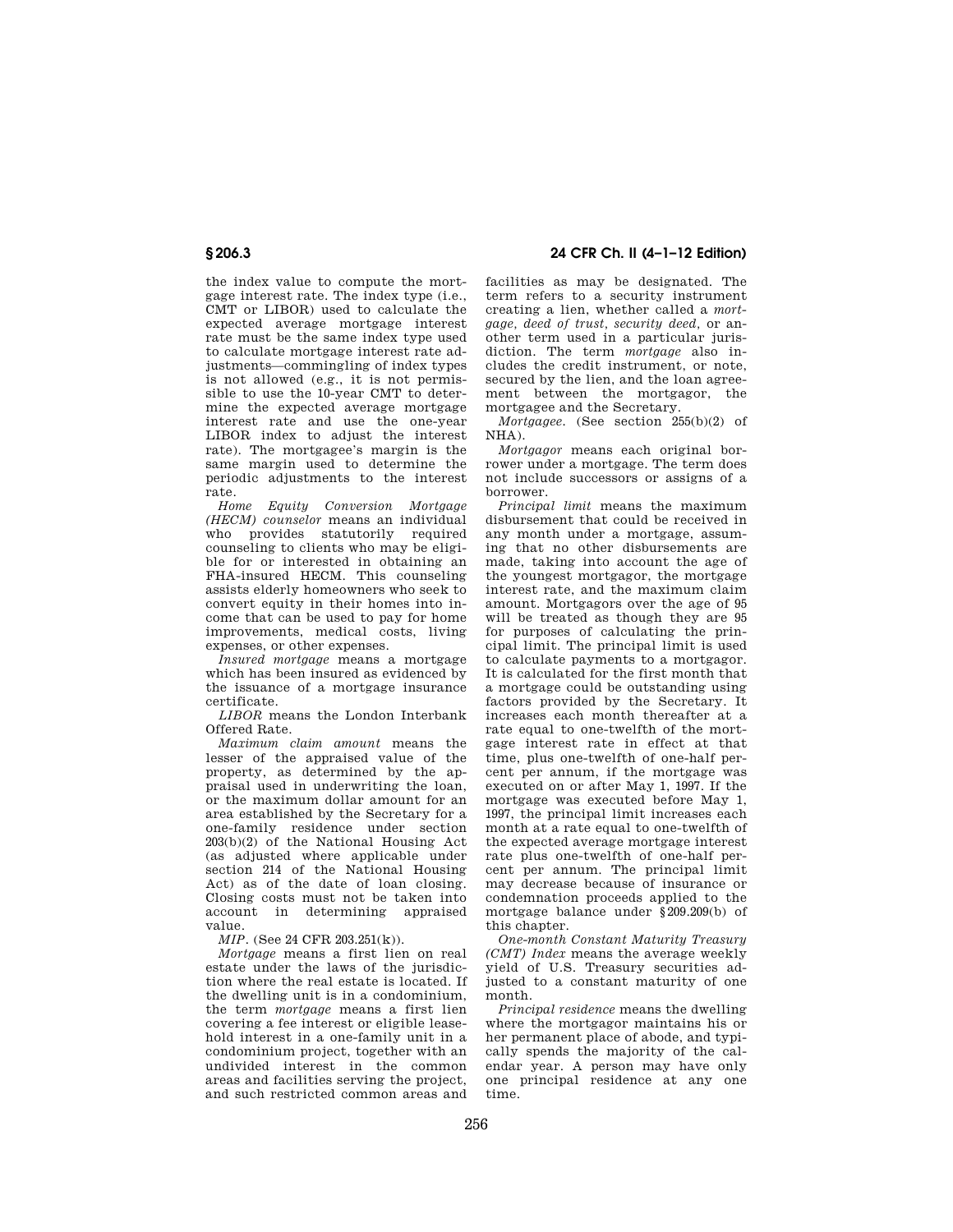the index value to compute the mortgage interest rate. The index type (i.e., CMT or LIBOR) used to calculate the expected average mortgage interest rate must be the same index type used to calculate mortgage interest rate adjustments—commingling of index types is not allowed (e.g., it is not permissible to use the 10-year CMT to determine the expected average mortgage interest rate and use the one-year LIBOR index to adjust the interest rate). The mortgagee's margin is the same margin used to determine the periodic adjustments to the interest rate.

*Home Equity Conversion Mortgage (HECM) counselor* means an individual who provides statutorily required counseling to clients who may be eligible for or interested in obtaining an FHA-insured HECM. This counseling assists elderly homeowners who seek to convert equity in their homes into income that can be used to pay for home improvements, medical costs, living expenses, or other expenses.

*Insured mortgage* means a mortgage which has been insured as evidenced by the issuance of a mortgage insurance certificate.

*LIBOR* means the London Interbank Offered Rate.

*Maximum claim amount* means the lesser of the appraised value of the property, as determined by the appraisal used in underwriting the loan, or the maximum dollar amount for an area established by the Secretary for a one-family residence under section 203(b)(2) of the National Housing Act (as adjusted where applicable under section 214 of the National Housing Act) as of the date of loan closing. Closing costs must not be taken into account in determining appraised value.

*MIP*. (See 24 CFR 203.251(k)).

*Mortgage* means a first lien on real estate under the laws of the jurisdiction where the real estate is located. If the dwelling unit is in a condominium, the term *mortgage* means a first lien covering a fee interest or eligible leasehold interest in a one-family unit in a condominium project, together with an undivided interest in the common areas and facilities serving the project, and such restricted common areas and facilities as may be designated. The term refers to a security instrument creating a lien, whether called a *mortgage*, *deed of trust*, *security deed*, or another term used in a particular jurisdiction. The term *mortgage* also includes the credit instrument, or note, secured by the lien, and the loan agreement between the mortgagor, the mortgagee and the Secretary.

*Mortgagee*. (See section 255(b)(2) of NHA).

*Mortgagor* means each original borrower under a mortgage. The term does not include successors or assigns of a borrower.

*Principal limit* means the maximum disbursement that could be received in any month under a mortgage, assuming that no other disbursements are made, taking into account the age of the youngest mortgagor, the mortgage interest rate, and the maximum claim amount. Mortgagors over the age of 95 will be treated as though they are 95 for purposes of calculating the principal limit. The principal limit is used to calculate payments to a mortgagor. It is calculated for the first month that a mortgage could be outstanding using factors provided by the Secretary. It increases each month thereafter at a rate equal to one-twelfth of the mortgage interest rate in effect at that time, plus one-twelfth of one-half percent per annum, if the mortgage was executed on or after May 1, 1997. If the mortgage was executed before May 1, 1997, the principal limit increases each month at a rate equal to one-twelfth of the expected average mortgage interest rate plus one-twelfth of one-half percent per annum. The principal limit may decrease because of insurance or condemnation proceeds applied to the mortgage balance under §209.209(b) of this chapter.

*One-month Constant Maturity Treasury (CMT) Index* means the average weekly yield of U.S. Treasury securities adjusted to a constant maturity of one month.

*Principal residence* means the dwelling where the mortgagor maintains his or her permanent place of abode, and typically spends the majority of the calendar year. A person may have only one principal residence at any one time.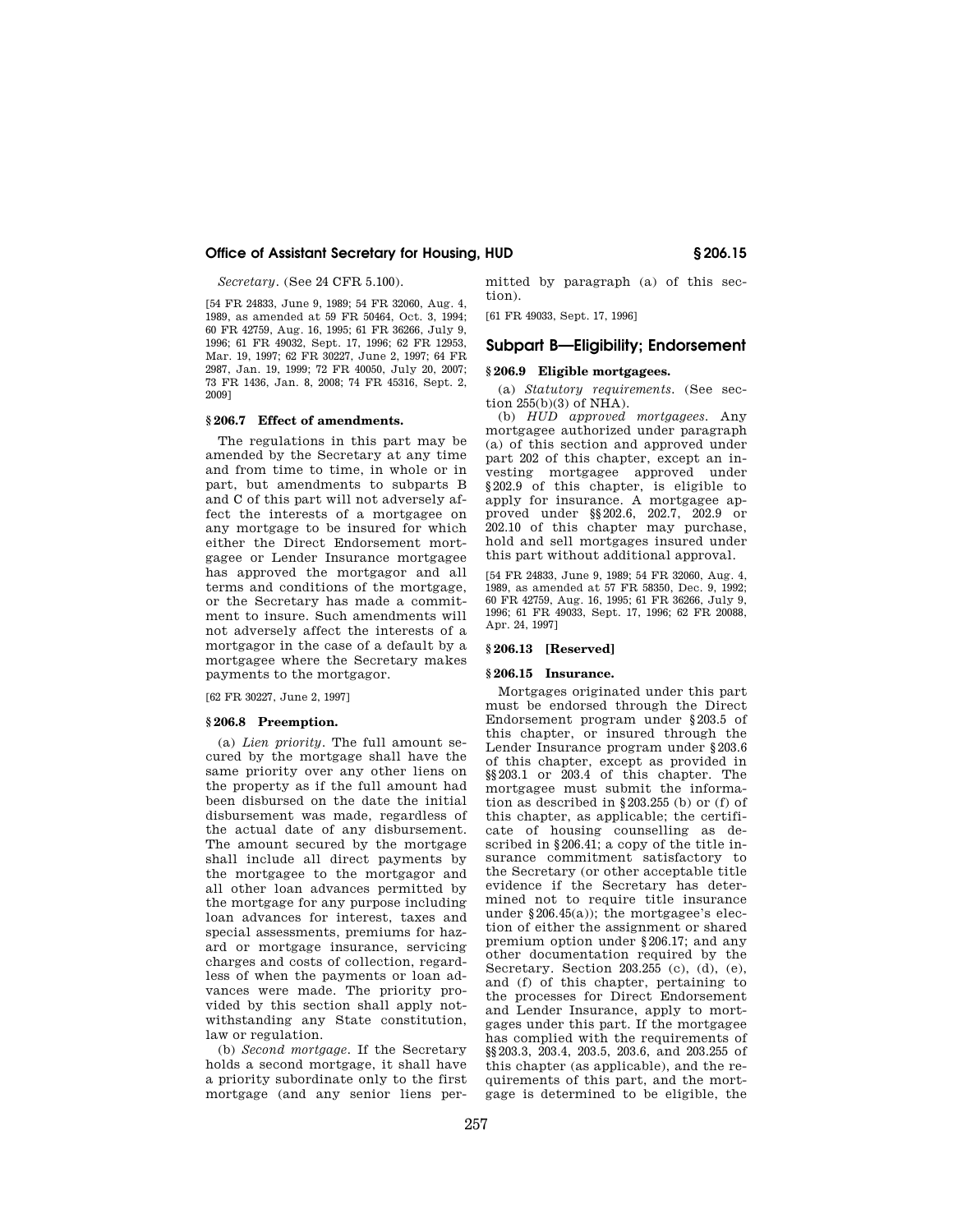*Secretary*. (See 24 CFR 5.100).

[54 FR 24833, June 9, 1989; 54 FR 32060, Aug. 4, 1989, as amended at 59 FR 50464, Oct. 3, 1994; 60 FR 42759, Aug. 16, 1995; 61 FR 36266, July 9, 1996; 61 FR 49032, Sept. 17, 1996; 62 FR 12953, Mar. 19, 1997; 62 FR 30227, June 2, 1997; 64 FR 2987, Jan. 19, 1999; 72 FR 40050, July 20, 2007; 73 FR 1436, Jan. 8, 2008; 74 FR 45316, Sept. 2, 2009]

### § 206.7 Effect of amendments.

The regulations in this part may be amended by the Secretary at any time and from time to time, in whole or in part, but amendments to subparts B and C of this part will not adversely affect the interests of a mortgagee on any mortgage to be insured for which either the Direct Endorsement mortgagee or Lender Insurance mortgagee has approved the mortgagor and all terms and conditions of the mortgage, or the Secretary has made a commitment to insure. Such amendments will not adversely affect the interests of a mortgagor in the case of a default by a mortgagee where the Secretary makes payments to the mortgagor.

[62 FR 30227, June 2, 1997]

### § 206.8 Preemption.

(a) *Lien priority*. The full amount secured by the mortgage shall have the same priority over any other liens on the property as if the full amount had been disbursed on the date the initial disbursement was made, regardless of the actual date of any disbursement. The amount secured by the mortgage shall include all direct payments by the mortgagee to the mortgagor and all other loan advances permitted by the mortgage for any purpose including loan advances for interest, taxes and special assessments, premiums for hazard or mortgage insurance, servicing charges and costs of collection, regardless of when the payments or loan advances were made. The priority provided by this section shall apply notwithstanding any State constitution, law or regulation.

(b) *Second mortgage*. If the Secretary holds a second mortgage, it shall have a priority subordinate only to the first mortgage (and any senior liens permitted by paragraph (a) of this section).

[61 FR 49033, Sept. 17, 1996]

## Subpart B—Eligibility; Endorsement

### § 206.9 Eligible mortgagees.

(a) *Statutory requirements*. (See section 255(b)(3) of NHA).

(b) *HUD approved mortgagees*. Any mortgagee authorized under paragraph (a) of this section and approved under part 202 of this chapter, except an investing mortgagee approved under §202.9 of this chapter, is eligible to apply for insurance. A mortgagee approved under §§202.6, 202.7, 202.9 or 202.10 of this chapter may purchase, hold and sell mortgages insured under this part without additional approval.

[54 FR 24833, June 9, 1989; 54 FR 32060, Aug. 4, 1989, as amended at 57 FR 58350, Dec. 9, 1992; 60 FR 42759, Aug. 16, 1995; 61 FR 36266, July 9, 1996; 61 FR 49033, Sept. 17, 1996; 62 FR 20088, Apr. 24, 1997]

### § 206.13 [Reserved]

### § 206.15 Insurance.

Mortgages originated under this part must be endorsed through the Direct Endorsement program under §203.5 of this chapter, or insured through the Lender Insurance program under §203.6 of this chapter, except as provided in §§203.1 or 203.4 of this chapter. The mortgagee must submit the information as described in §203.255 (b) or (f) of this chapter, as applicable; the certificate of housing counselling as described in §206.41; a copy of the title insurance commitment satisfactory to the Secretary (or other acceptable title evidence if the Secretary has determined not to require title insurance under §206.45(a)); the mortgagee's election of either the assignment or shared premium option under §206.17; and any other documentation required by the Secretary. Section 203.255 (c), (d), (e), and (f) of this chapter, pertaining to the processes for Direct Endorsement and Lender Insurance, apply to mortgages under this part. If the mortgagee has complied with the requirements of §§203.3, 203.4, 203.5, 203.6, and 203.255 of this chapter (as applicable), and the requirements of this part, and the mortgage is determined to be eligible, the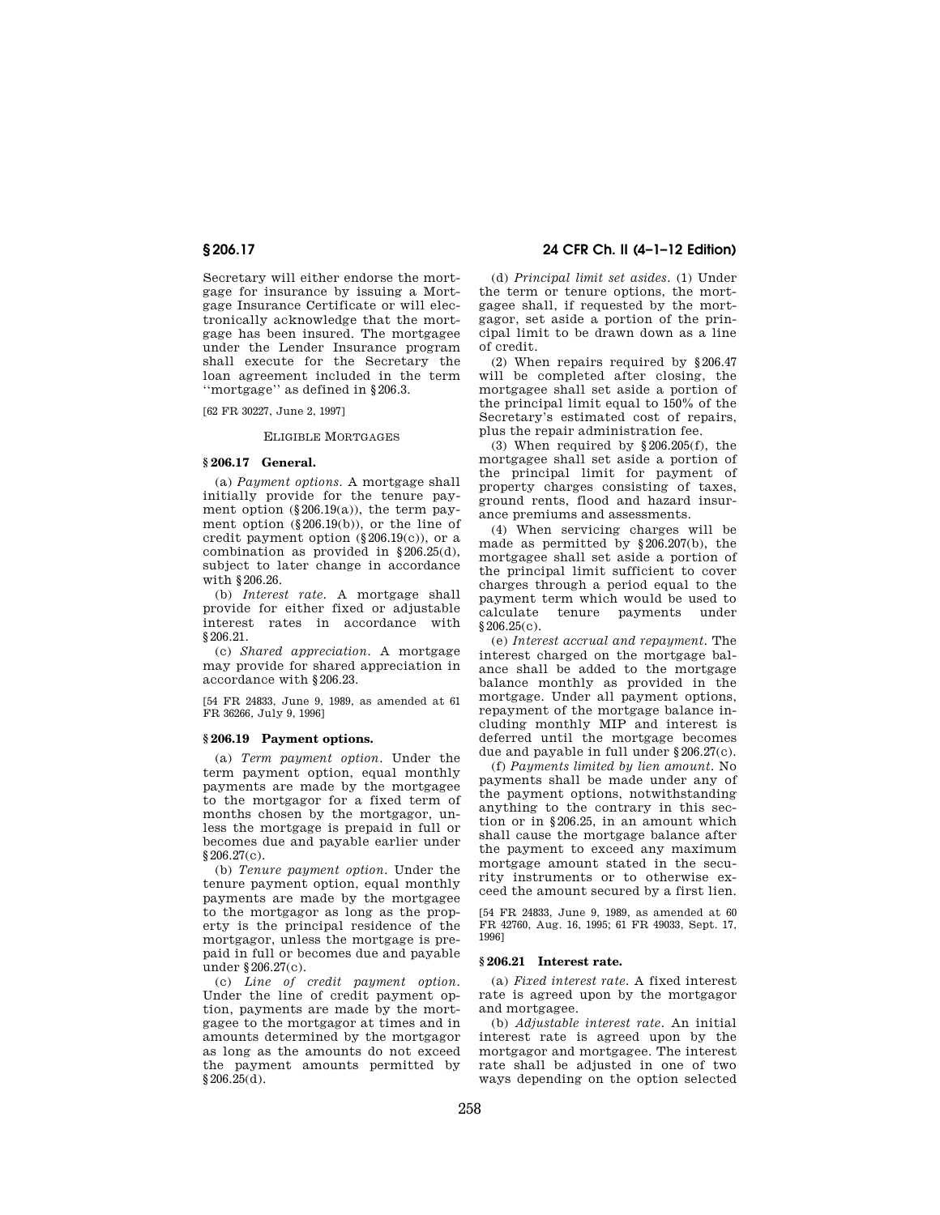Secretary will either endorse the mortgage for insurance by issuing a Mortgage Insurance Certificate or will electronically acknowledge that the mortgage has been insured. The mortgagee under the Lender Insurance program shall execute for the Secretary the loan agreement included in the term ''mortgage'' as defined in §206.3.

[62 FR 30227, June 2, 1997]

ELIGIBLE MORTGAGES

### §206.17 General.

(a) *Payment options.* A mortgage shall initially provide for the tenure payment option (§206.19(a)), the term payment option (§206.19(b)), or the line of credit payment option (§206.19(c)), or a combination as provided in §206.25(d), subject to later change in accordance with §206.26.

(b) *Interest rate.* A mortgage shall provide for either fixed or adjustable interest rates in accordance with §206.21.

(c) *Shared appreciation.* A mortgage may provide for shared appreciation in accordance with §206.23.

[54 FR 24833, June 9, 1989, as amended at 61 FR 36266, July 9, 1996]

### §206.19 Payment options.

(a) *Term payment option.* Under the term payment option, equal monthly payments are made by the mortgagee to the mortgagor for a fixed term of months chosen by the mortgagor, unless the mortgage is prepaid in full or becomes due and payable earlier under §206.27(c).

(b) *Tenure payment option.* Under the tenure payment option, equal monthly payments are made by the mortgagee to the mortgagor as long as the property is the principal residence of the mortgagor, unless the mortgage is prepaid in full or becomes due and payable under §206.27(c).

(c) *Line of credit payment option.* Under the line of credit payment option, payments are made by the mortgagee to the mortgagor at times and in amounts determined by the mortgagor as long as the amounts do not exceed the payment amounts permitted by §206.25(d).

(d) *Principal limit set asides.* (1) Under the term or tenure options, the mortgagee shall, if requested by the mortgagor, set aside a portion of the principal limit to be drawn down as a line of credit.

(2) When repairs required by §206.47 will be completed after closing, the mortgagee shall set aside a portion of the principal limit equal to 150% of the Secretary's estimated cost of repairs, plus the repair administration fee.

(3) When required by §206.205(f), the mortgagee shall set aside a portion of the principal limit for payment of property charges consisting of taxes, ground rents, flood and hazard insurance premiums and assessments.

(4) When servicing charges will be made as permitted by §206.207(b), the mortgagee shall set aside a portion of the principal limit sufficient to cover charges through a period equal to the payment term which would be used to calculate tenure payments under §206.25(c).

(e) *Interest accrual and repayment.* The interest charged on the mortgage balance shall be added to the mortgage balance monthly as provided in the mortgage. Under all payment options, repayment of the mortgage balance including monthly MIP and interest is deferred until the mortgage becomes due and payable in full under §206.27(c).

(f) *Payments limited by lien amount.* No payments shall be made under any of the payment options, notwithstanding anything to the contrary in this section or in §206.25, in an amount which shall cause the mortgage balance after the payment to exceed any maximum mortgage amount stated in the security instruments or to otherwise exceed the amount secured by a first lien.

[54 FR 24833, June 9, 1989, as amended at 60 FR 42760, Aug. 16, 1995; 61 FR 49033, Sept. 17, 1996]

### §206.21 Interest rate.

(a) *Fixed interest rate.* A fixed interest rate is agreed upon by the mortgagor and mortgagee.

(b) *Adjustable interest rate.* An initial interest rate is agreed upon by the mortgagor and mortgagee. The interest rate shall be adjusted in one of two ways depending on the option selected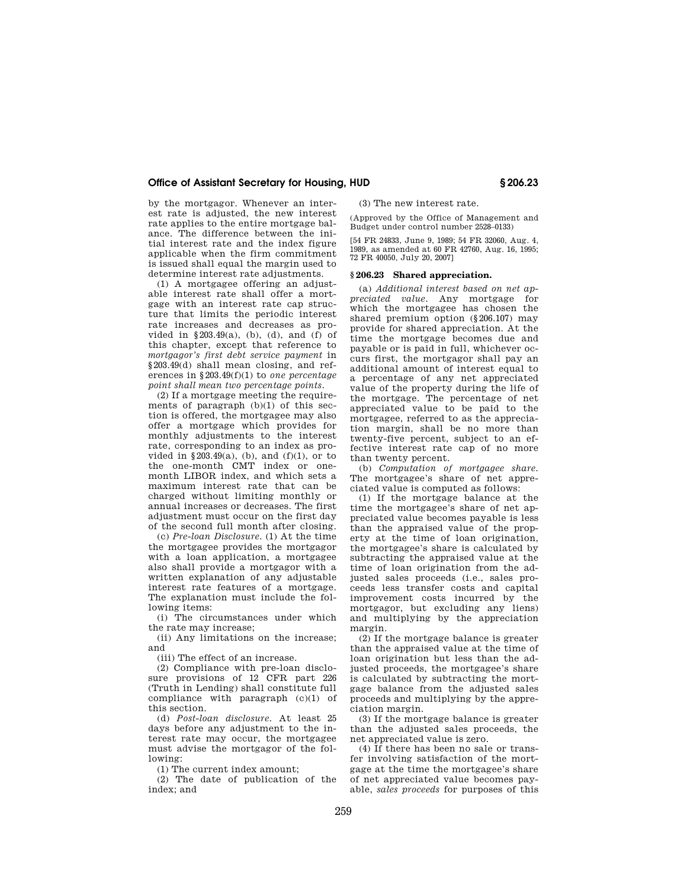by the mortgagor. Whenever an interest rate is adjusted, the new interest rate applies to the entire mortgage balance. The difference between the initial interest rate and the index figure applicable when the firm commitment is issued shall equal the margin used to determine interest rate adjustments.

(1) A mortgagee offering an adjustable interest rate shall offer a mortgage with an interest rate cap structure that limits the periodic interest rate increases and decreases as provided in §203.49(a), (b), (d), and (f) of this chapter, except that reference to *mortgagor's first debt service payment* in §203.49(d) shall mean closing, and references in §203.49(f)(1) to *one percentage point shall mean two percentage points.*

(2) If a mortgage meeting the requirements of paragraph (b)(1) of this section is offered, the mortgagee may also offer a mortgage which provides for monthly adjustments to the interest rate, corresponding to an index as provided in §203.49(a), (b), and (f)(1), or to the one-month CMT index or one-month LIBOR index, and which sets a maximum interest rate that can be charged without limiting monthly or annual increases or decreases. The first adjustment must occur on the first day of the second full month after closing.

(c) *Pre-loan Disclosure.* (1) At the time the mortgagee provides the mortgagor with a loan application, a mortgagee also shall provide a mortgagor with a written explanation of any adjustable interest rate features of a mortgage. The explanation must include the following items:

(i) The circumstances under which the rate may increase;

(ii) Any limitations on the increase; and

(iii) The effect of an increase.

(2) Compliance with pre-loan disclosure provisions of 12 CFR part 226 (Truth in Lending) shall constitute full compliance with paragraph (c)(1) of this section.

(d) *Post-loan disclosure.* At least 25 days before any adjustment to the interest rate may occur, the mortgagee must advise the mortgagor of the following:

(1) The current index amount;

(2) The date of publication of the index; and

(3) The new interest rate.

(Approved by the Office of Management and Budget under control number 2528–0133)

[54 FR 24833, June 9, 1989; 54 FR 32060, Aug. 4, 1989, as amended at 60 FR 42760, Aug. 16, 1995; 72 FR 40050, July 20, 2007]

## § 206.23 Shared appreciation.

(a) *Additional interest based on net appreciated value.* Any mortgage for which the mortgagee has chosen the shared premium option (§206.107) may provide for shared appreciation. At the time the mortgage becomes due and payable or is paid in full, whichever occurs first, the mortgagor shall pay an additional amount of interest equal to a percentage of any net appreciated value of the property during the life of the mortgage. The percentage of net appreciated value to be paid to the mortgagee, referred to as the appreciation margin, shall be no more than twenty-five percent, subject to an effective interest rate cap of no more than twenty percent.

(b) *Computation of mortgagee share.* The mortgagee's share of net appreciated value is computed as follows:

(1) If the mortgage balance at the time the mortgagee's share of net appreciated value becomes payable is less than the appraised value of the property at the time of loan origination, the mortgagee's share is calculated by subtracting the appraised value at the time of loan origination from the adjusted sales proceeds (i.e., sales proceeds less transfer costs and capital improvement costs incurred by the mortgagor, but excluding any liens) and multiplying by the appreciation margin.

(2) If the mortgage balance is greater than the appraised value at the time of loan origination but less than the adjusted proceeds, the mortgagee's share is calculated by subtracting the mortgage balance from the adjusted sales proceeds and multiplying by the appreciation margin.

(3) If the mortgage balance is greater than the adjusted sales proceeds, the net appreciated value is zero.

(4) If there has been no sale or transfer involving satisfaction of the mortgage at the time the mortgagee's share of net appreciated value becomes payable, *sales proceeds* for purposes of this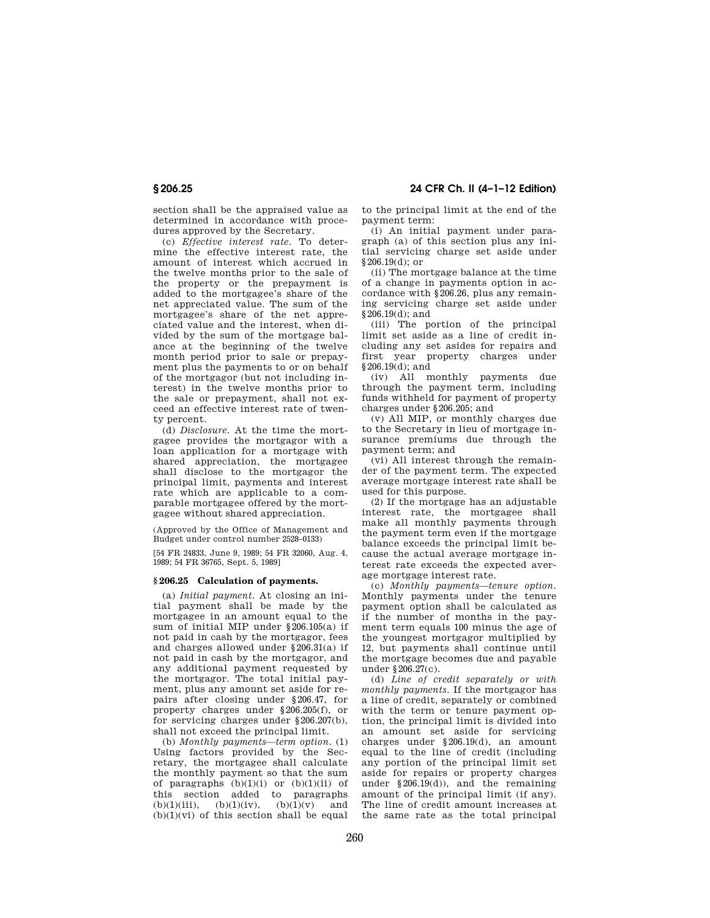section shall be the appraised value as determined in accordance with procedures approved by the Secretary.

(c) *Effective interest rate.* To determine the effective interest rate, the amount of interest which accrued in the twelve months prior to the sale of the property or the prepayment is added to the mortgagee's share of the net appreciated value. The sum of the mortgagee's share of the net appreciated value and the interest, when divided by the sum of the mortgage balance at the beginning of the twelve month period prior to sale or prepayment plus the payments to or on behalf of the mortgagor (but not including interest) in the twelve months prior to the sale or prepayment, shall not exceed an effective interest rate of twenty percent.

(d) *Disclosure.* At the time the mortgagee provides the mortgagor with a loan application for a mortgage with shared appreciation, the mortgagee shall disclose to the mortgagor the principal limit, payments and interest rate which are applicable to a comparable mortgagee offered by the mortgagee without shared appreciation.

(Approved by the Office of Management and Budget under control number 2528–0133)

[54 FR 24833, June 9, 1989; 54 FR 32060, Aug. 4, 1989; 54 FR 36765, Sept. 5, 1989]

## § 206.25 Calculation of payments.

(a) *Initial payment.* At closing an initial payment shall be made by the mortgagee in an amount equal to the sum of initial MIP under §206.105(a) if not paid in cash by the mortgagor, fees and charges allowed under §206.31(a) if not paid in cash by the mortgagor, and any additional payment requested by the mortgagor. The total initial payment, plus any amount set aside for repairs after closing under §206.47, for property charges under §206.205(f), or for servicing charges under §206.207(b), shall not exceed the principal limit.

(b) *Monthly payments—term option.* (1) Using factors provided by the Secretary, the mortgagee shall calculate the monthly payment so that the sum of paragraphs (b)(1)(i) or (b)(1)(ii) of this section added to paragraphs (b)(1)(iii), (b)(1)(iv), (b)(1)(v) and (b)(1)(vi) of this section shall be equal to the principal limit at the end of the payment term:

(i) An initial payment under paragraph (a) of this section plus any initial servicing charge set aside under §206.19(d); or

(ii) The mortgage balance at the time of a change in payments option in accordance with §206.26, plus any remaining servicing charge set aside under §206.19(d); and

(iii) The portion of the principal limit set aside as a line of credit including any set asides for repairs and first year property charges under §206.19(d); and

(iv) All monthly payments due through the payment term, including funds withheld for payment of property charges under §206.205; and

(v) All MIP, or monthly charges due to the Secretary in lieu of mortgage insurance premiums due through the payment term; and

(vi) All interest through the remainder of the payment term. The expected average mortgage interest rate shall be used for this purpose.

(2) If the mortgage has an adjustable interest rate, the mortgagee shall make all monthly payments through the payment term even if the mortgage balance exceeds the principal limit because the actual average mortgage interest rate exceeds the expected average mortgage interest rate.

(c) *Monthly payments—tenure option.* Monthly payments under the tenure payment option shall be calculated as if the number of months in the payment term equals 100 minus the age of the youngest mortgagor multiplied by 12, but payments shall continue until the mortgage becomes due and payable under §206.27(c).

(d) *Line of credit separately or with monthly payments.* If the mortgagor has a line of credit, separately or combined with the term or tenure payment option, the principal limit is divided into an amount set aside for servicing charges under §206.19(d), an amount equal to the line of credit (including any portion of the principal limit set aside for repairs or property charges under §206.19(d)), and the remaining amount of the principal limit (if any). The line of credit amount increases at the same rate as the total principal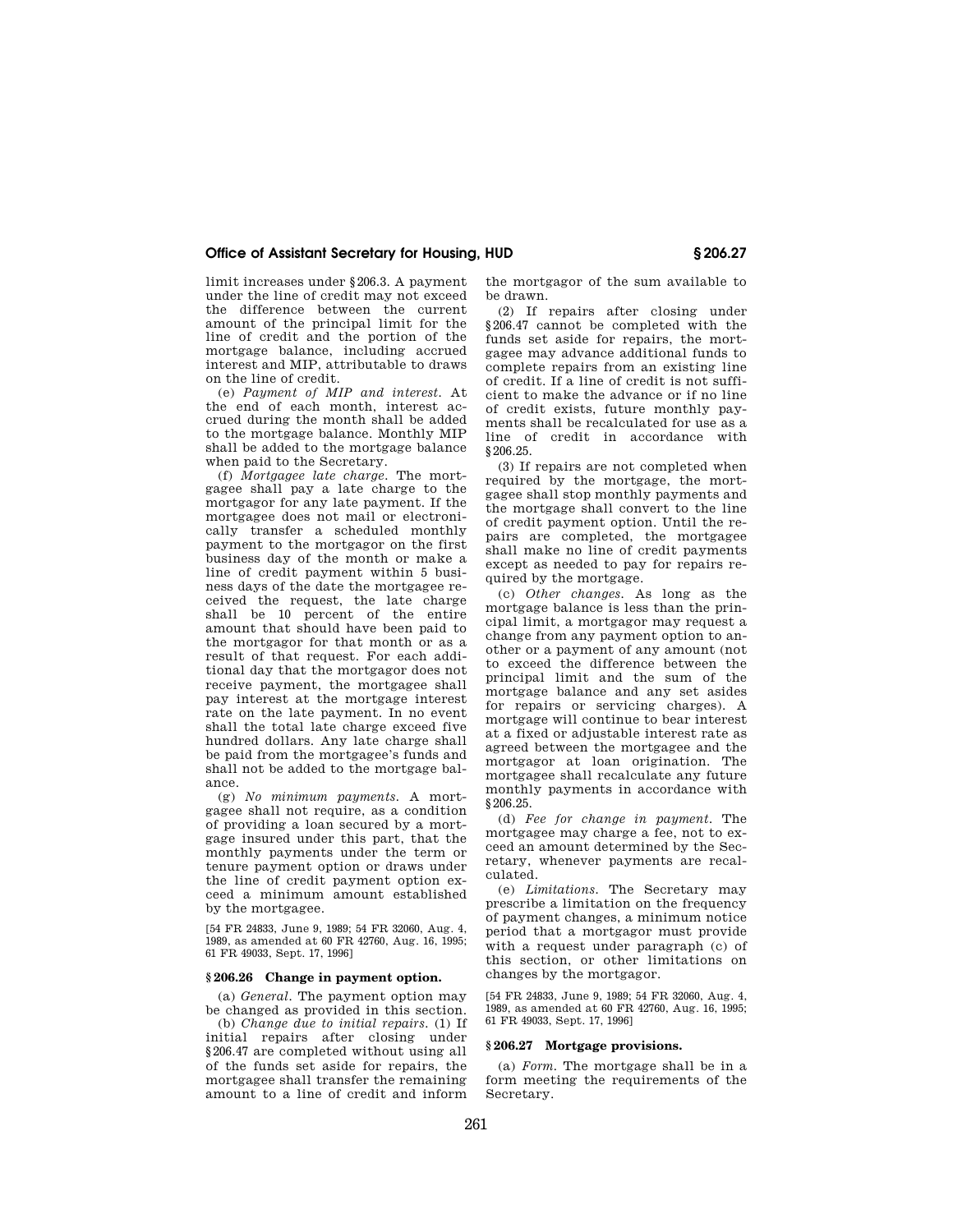limit increases under §206.3. A payment under the line of credit may not exceed the difference between the current amount of the principal limit for the line of credit and the portion of the mortgage balance, including accrued interest and MIP, attributable to draws on the line of credit.

(e) *Payment of MIP and interest.* At the end of each month, interest accrued during the month shall be added to the mortgage balance. Monthly MIP shall be added to the mortgage balance when paid to the Secretary.

(f) *Mortgagee late charge.* The mortgagee shall pay a late charge to the mortgagor for any late payment. If the mortgagee does not mail or electronically transfer a scheduled monthly payment to the mortgagor on the first business day of the month or make a line of credit payment within 5 business days of the date the mortgagee received the request, the late charge shall be 10 percent of the entire amount that should have been paid to the mortgagor for that month or as a result of that request. For each additional day that the mortgagor does not receive payment, the mortgagee shall pay interest at the mortgage interest rate on the late payment. In no event shall the total late charge exceed five hundred dollars. Any late charge shall be paid from the mortgagee's funds and shall not be added to the mortgage balance.

(g) *No minimum payments.* A mortgagee shall not require, as a condition of providing a loan secured by a mortgage insured under this part, that the monthly payments under the term or tenure payment option or draws under the line of credit payment option exceed a minimum amount established by the mortgagee.

[54 FR 24833, June 9, 1989; 54 FR 32060, Aug. 4, 1989, as amended at 60 FR 42760, Aug. 16, 1995; 61 FR 49033, Sept. 17, 1996]

### §206.26 Change in payment option.

(a) *General.* The payment option may be changed as provided in this section.

(b) *Change due to initial repairs.* (1) If initial repairs after closing under §206.47 are completed without using all of the funds set aside for repairs, the mortgagee shall transfer the remaining amount to a line of credit and inform the mortgagor of the sum available to be drawn.

(2) If repairs after closing under §206.47 cannot be completed with the funds set aside for repairs, the mortgagee may advance additional funds to complete repairs from an existing line of credit. If a line of credit is not sufficient to make the advance or if no line of credit exists, future monthly payments shall be recalculated for use as a line of credit in accordance with §206.25.

(3) If repairs are not completed when required by the mortgage, the mortgagee shall stop monthly payments and the mortgage shall convert to the line of credit payment option. Until the repairs are completed, the mortgagee shall make no line of credit payments except as needed to pay for repairs required by the mortgage.

(c) *Other changes.* As long as the mortgage balance is less than the principal limit, a mortgagor may request a change from any payment option to another or a payment of any amount (not to exceed the difference between the principal limit and the sum of the mortgage balance and any set asides for repairs or servicing charges). A mortgage will continue to bear interest at a fixed or adjustable interest rate as agreed between the mortgagee and the mortgagor at loan origination. The mortgagee shall recalculate any future monthly payments in accordance with §206.25.

(d) *Fee for change in payment.* The mortgagee may charge a fee, not to exceed an amount determined by the Secretary, whenever payments are recalculated.

(e) *Limitations.* The Secretary may prescribe a limitation on the frequency of payment changes, a minimum notice period that a mortgagor must provide with a request under paragraph (c) of this section, or other limitations on changes by the mortgagor.

[54 FR 24833, June 9, 1989; 54 FR 32060, Aug. 4, 1989, as amended at 60 FR 42760, Aug. 16, 1995; 61 FR 49033, Sept. 17, 1996]

### §206.27 Mortgage provisions.

(a) *Form.* The mortgage shall be in a form meeting the requirements of the Secretary.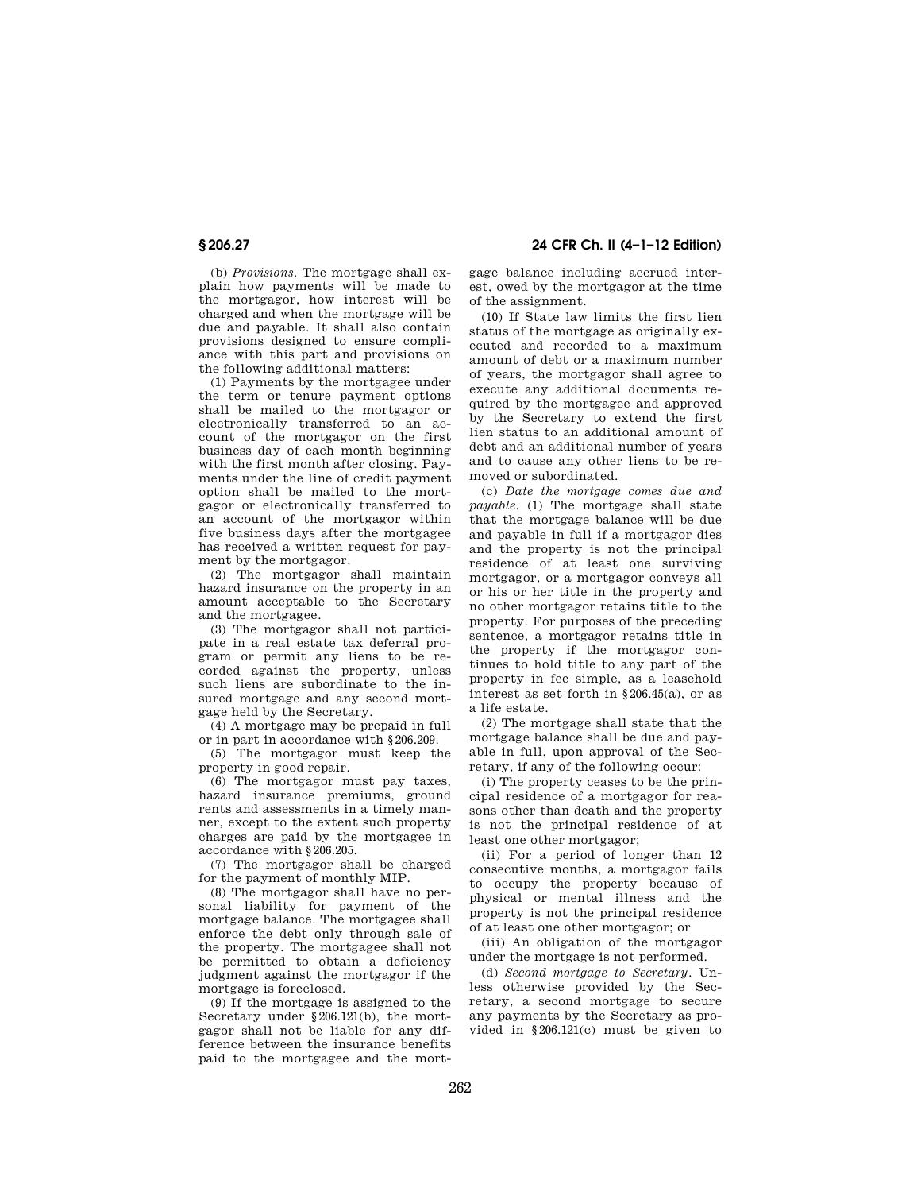(b) *Provisions.* The mortgage shall explain how payments will be made to the mortgagor, how interest will be charged and when the mortgage will be due and payable. It shall also contain provisions designed to ensure compliance with this part and provisions on the following additional matters:

(1) Payments by the mortgagee under the term or tenure payment options shall be mailed to the mortgagor or electronically transferred to an account of the mortgagor on the first business day of each month beginning with the first month after closing. Payments under the line of credit payment option shall be mailed to the mortgagor or electronically transferred to an account of the mortgagor within five business days after the mortgagee has received a written request for payment by the mortgagor.

(2) The mortgagor shall maintain hazard insurance on the property in an amount acceptable to the Secretary and the mortgagee.

(3) The mortgagor shall not participate in a real estate tax deferral program or permit any liens to be recorded against the property, unless such liens are subordinate to the insured mortgage and any second mortgage held by the Secretary.

(4) A mortgage may be prepaid in full or in part in accordance with §206.209.

(5) The mortgagor must keep the property in good repair.

(6) The mortgagor must pay taxes, hazard insurance premiums, ground rents and assessments in a timely manner, except to the extent such property charges are paid by the mortgagee in accordance with §206.205.

(7) The mortgagor shall be charged for the payment of monthly MIP.

(8) The mortgagor shall have no personal liability for payment of the mortgage balance. The mortgagee shall enforce the debt only through sale of the property. The mortgagee shall not be permitted to obtain a deficiency judgment against the mortgagor if the mortgage is foreclosed.

(9) If the mortgage is assigned to the Secretary under §206.121(b), the mortgagor shall not be liable for any difference between the insurance benefits paid to the mortgagee and the mortgage balance including accrued interest, owed by the mortgagor at the time of the assignment.

(10) If State law limits the first lien status of the mortgage as originally executed and recorded to a maximum amount of debt or a maximum number of years, the mortgagor shall agree to execute any additional documents required by the mortgagee and approved by the Secretary to extend the first lien status to an additional amount of debt and an additional number of years and to cause any other liens to be removed or subordinated.

(c) *Date the mortgage comes due and payable.* (1) The mortgage shall state that the mortgage balance will be due and payable in full if a mortgagor dies and the property is not the principal residence of at least one surviving mortgagor, or a mortgagor conveys all or his or her title in the property and no other mortgagor retains title to the property. For purposes of the preceding sentence, a mortgagor retains title in the property if the mortgagor continues to hold title to any part of the property in fee simple, as a leasehold interest as set forth in §206.45(a), or as a life estate.

(2) The mortgage shall state that the mortgage balance shall be due and payable in full, upon approval of the Secretary, if any of the following occur:

(i) The property ceases to be the principal residence of a mortgagor for reasons other than death and the property is not the principal residence of at least one other mortgagor;

(ii) For a period of longer than 12 consecutive months, a mortgagor fails to occupy the property because of physical or mental illness and the property is not the principal residence of at least one other mortgagor; or

(iii) An obligation of the mortgagor under the mortgage is not performed.

(d) *Second mortgage to Secretary.* Unless otherwise provided by the Secretary, a second mortgage to secure any payments by the Secretary as provided in §206.121(c) must be given to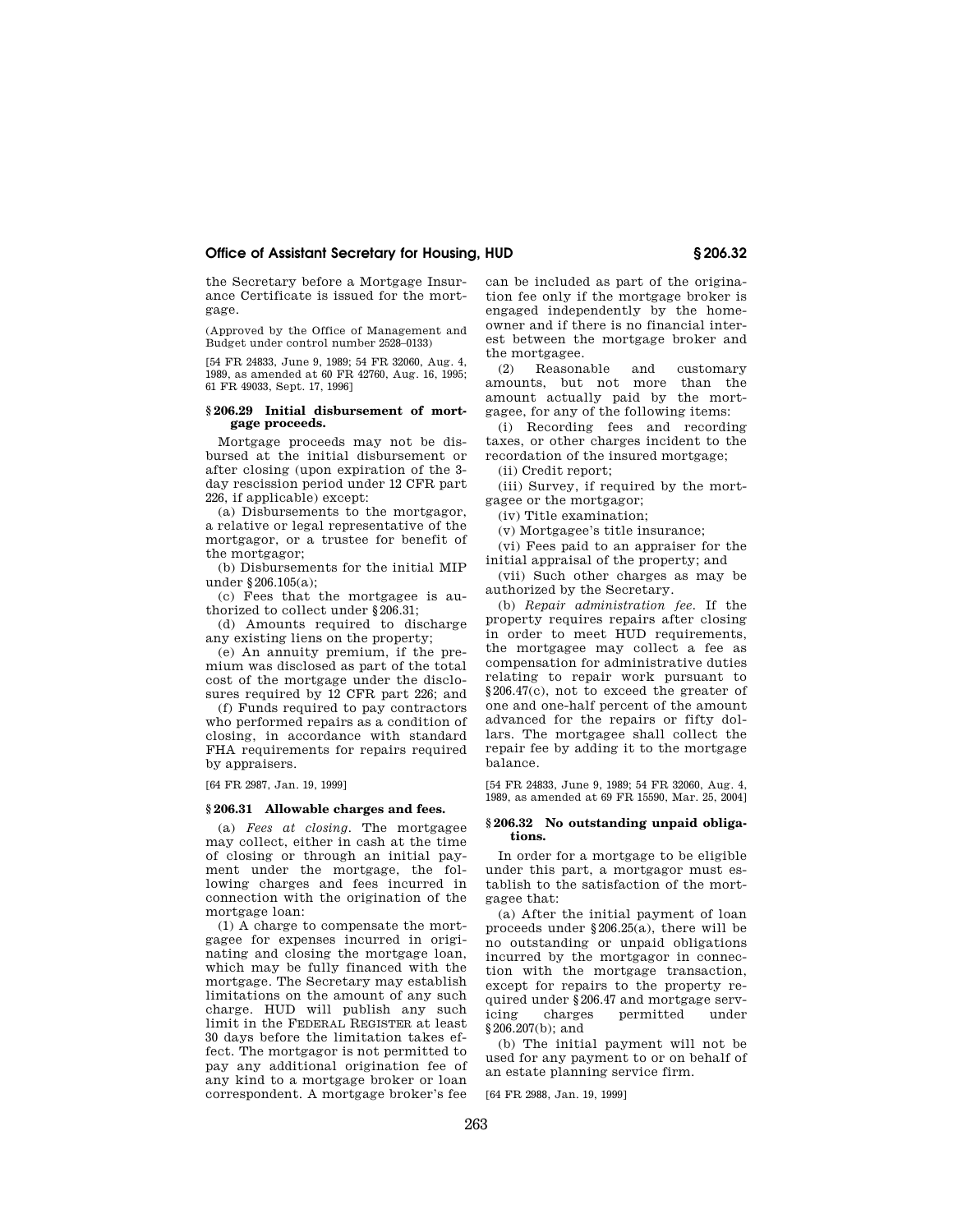the Secretary before a Mortgage Insurance Certificate is issued for the mortgage.

(Approved by the Office of Management and Budget under control number 2528–0133)

[54 FR 24833, June 9, 1989; 54 FR 32060, Aug. 4, 1989, as amended at 60 FR 42760, Aug. 16, 1995; 61 FR 49033, Sept. 17, 1996]

### § 206.29 Initial disbursement of mortgage proceeds.

Mortgage proceeds may not be disbursed at the initial disbursement or after closing (upon expiration of the 3-day rescission period under 12 CFR part 226, if applicable) except:

(a) Disbursements to the mortgagor, a relative or legal representative of the mortgagor, or a trustee for benefit of the mortgagor;

(b) Disbursements for the initial MIP under § 206.105(a);

(c) Fees that the mortgagee is authorized to collect under § 206.31;

(d) Amounts required to discharge any existing liens on the property;

(e) An annuity premium, if the premium was disclosed as part of the total cost of the mortgage under the disclosures required by 12 CFR part 226; and

(f) Funds required to pay contractors who performed repairs as a condition of closing, in accordance with standard FHA requirements for repairs required by appraisers.

[64 FR 2987, Jan. 19, 1999]

### § 206.31 Allowable charges and fees.

(a) *Fees at closing.* The mortgagee may collect, either in cash at the time of closing or through an initial payment under the mortgage, the following charges and fees incurred in connection with the origination of the mortgage loan:

(1) A charge to compensate the mortgagee for expenses incurred in originating and closing the mortgage loan, which may be fully financed with the mortgage. The Secretary may establish limitations on the amount of any such charge. HUD will publish any such limit in the FEDERAL REGISTER at least 30 days before the limitation takes effect. The mortgagor is not permitted to pay any additional origination fee of any kind to a mortgage broker or loan correspondent. A mortgage broker's fee can be included as part of the origination fee only if the mortgage broker is engaged independently by the homeowner and if there is no financial interest between the mortgage broker and the mortgagee.

(2) Reasonable and customary amounts, but not more than the amount actually paid by the mortgagee, for any of the following items:

(i) Recording fees and recording taxes, or other charges incident to the recordation of the insured mortgage;

(ii) Credit report;

(iii) Survey, if required by the mortgagee or the mortgagor;

(iv) Title examination;

(v) Mortgagee's title insurance;

(vi) Fees paid to an appraiser for the initial appraisal of the property; and

(vii) Such other charges as may be authorized by the Secretary.

(b) *Repair administration fee.* If the property requires repairs after closing in order to meet HUD requirements, the mortgagee may collect a fee as compensation for administrative duties relating to repair work pursuant to § 206.47(c), not to exceed the greater of one and one-half percent of the amount advanced for the repairs or fifty dollars. The mortgagee shall collect the repair fee by adding it to the mortgage balance.

[54 FR 24833, June 9, 1989; 54 FR 32060, Aug. 4, 1989, as amended at 69 FR 15590, Mar. 25, 2004]

### § 206.32 No outstanding unpaid obligations.

In order for a mortgage to be eligible under this part, a mortgagor must establish to the satisfaction of the mortgagee that:

(a) After the initial payment of loan proceeds under § 206.25(a), there will be no outstanding or unpaid obligations incurred by the mortgagor in connection with the mortgage transaction, except for repairs to the property required under § 206.47 and mortgage servicing charges permitted under § 206.207(b); and

(b) The initial payment will not be used for any payment to or on behalf of an estate planning service firm.

[64 FR 2988, Jan. 19, 1999]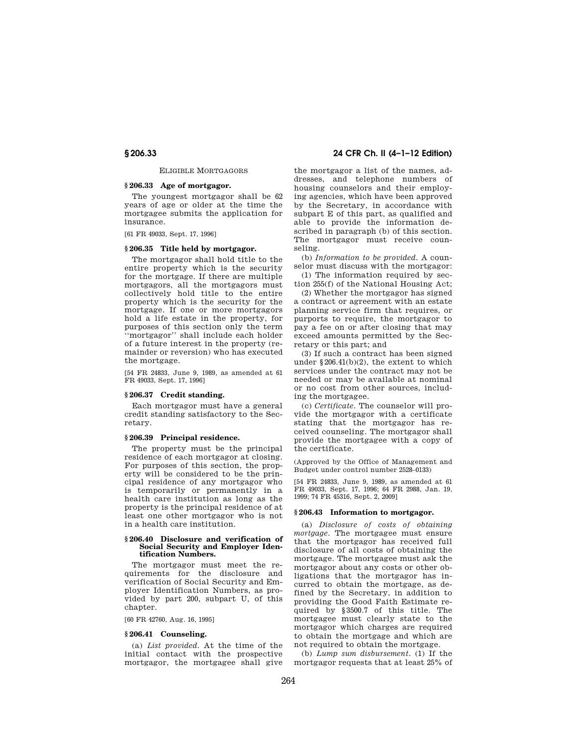ELIGIBLE MORTGAGORS

### § 206.33 Age of mortgagor.

The youngest mortgagor shall be 62 years of age or older at the time the mortgagee submits the application for insurance.

[61 FR 49033, Sept. 17, 1996]

### § 206.35 Title held by mortgagor.

The mortgagor shall hold title to the entire property which is the security for the mortgage. If there are multiple mortgagors, all the mortgagors must collectively hold title to the entire property which is the security for the mortgage. If one or more mortgagors hold a life estate in the property, for purposes of this section only the term ''mortgagor'' shall include each holder of a future interest in the property (remainder or reversion) who has executed the mortgage.

[54 FR 24833, June 9, 1989, as amended at 61 FR 49033, Sept. 17, 1996]

### § 206.37 Credit standing.

Each mortgagor must have a general credit standing satisfactory to the Secretary.

### § 206.39 Principal residence.

The property must be the principal residence of each mortgagor at closing. For purposes of this section, the property will be considered to be the principal residence of any mortgagor who is temporarily or permanently in a health care institution as long as the property is the principal residence of at least one other mortgagor who is not in a health care institution.

### § 206.40 Disclosure and verification of Social Security and Employer Identification Numbers.

The mortgagor must meet the requirements for the disclosure and verification of Social Security and Employer Identification Numbers, as provided by part 200, subpart U, of this chapter.

[60 FR 42760, Aug. 16, 1995]

### § 206.41 Counseling.

(a) *List provided.* At the time of the initial contact with the prospective mortgagor, the mortgagee shall give the mortgagor a list of the names, addresses, and telephone numbers of housing counselors and their employing agencies, which have been approved by the Secretary, in accordance with subpart E of this part, as qualified and able to provide the information described in paragraph (b) of this section. The mortgagor must receive counseling.

(b) *Information to be provided.* A counselor must discuss with the mortgagor:

(1) The information required by section 255(f) of the National Housing Act;

(2) Whether the mortgagor has signed a contract or agreement with an estate planning service firm that requires, or purports to require, the mortgagor to pay a fee on or after closing that may exceed amounts permitted by the Secretary or this part; and

(3) If such a contract has been signed under §206.41(b)(2), the extent to which services under the contract may not be needed or may be available at nominal or no cost from other sources, including the mortgagee.

(c) *Certificate.* The counselor will provide the mortgagor with a certificate stating that the mortgagor has received counseling. The mortgagor shall provide the mortgagee with a copy of the certificate.

(Approved by the Office of Management and Budget under control number 2528–0133)

[54 FR 24833, June 9, 1989, as amended at 61 FR 49033, Sept. 17, 1996; 64 FR 2988, Jan. 19, 1999; 74 FR 45316, Sept. 2, 2009]

### § 206.43 Information to mortgagor.

(a) *Disclosure of costs of obtaining mortgage.* The mortgagee must ensure that the mortgagor has received full disclosure of all costs of obtaining the mortgage. The mortgagee must ask the mortgagor about any costs or other obligations that the mortgagor has incurred to obtain the mortgage, as defined by the Secretary, in addition to providing the Good Faith Estimate required by §3500.7 of this title. The mortgagee must clearly state to the mortgagor which charges are required to obtain the mortgage and which are not required to obtain the mortgage.

(b) *Lump sum disbursement.* (1) If the mortgagor requests that at least 25% of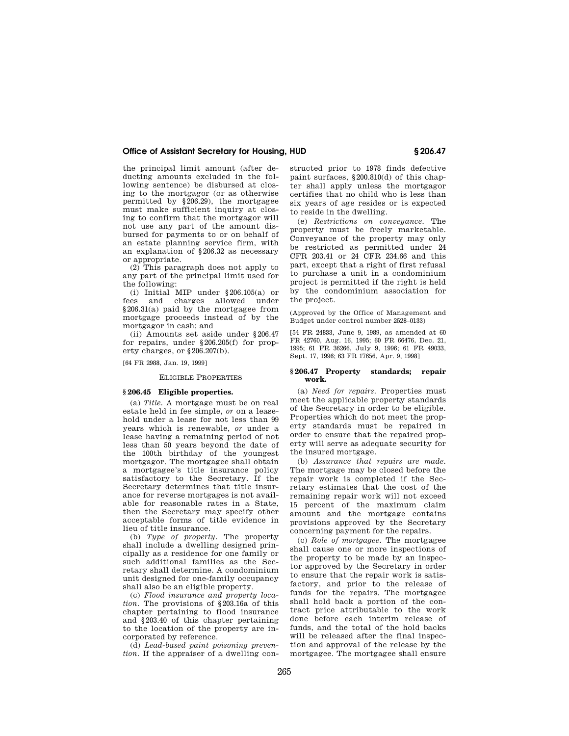the principal limit amount (after deducting amounts excluded in the following sentence) be disbursed at closing to the mortgagor (or as otherwise permitted by §206.29), the mortgagee must make sufficient inquiry at closing to confirm that the mortgagor will not use any part of the amount disbursed for payments to or on behalf of an estate planning service firm, with an explanation of §206.32 as necessary or appropriate.

(2) This paragraph does not apply to any part of the principal limit used for the following:

(i) Initial MIP under §206.105(a) or fees and charges allowed under §206.31(a) paid by the mortgagee from mortgage proceeds instead of by the mortgagor in cash; and

(ii) Amounts set aside under §206.47 for repairs, under §206.205(f) for property charges, or §206.207(b).

[64 FR 2988, Jan. 19, 1999]

ELIGIBLE PROPERTIES

### § 206.45 Eligible properties.

(a) *Title.* A mortgage must be on real estate held in fee simple, *or* on a leasehold under a lease for not less than 99 years which is renewable, *or* under a lease having a remaining period of not less than 50 years beyond the date of the 100th birthday of the youngest mortgagor. The mortgagee shall obtain a mortgagee's title insurance policy satisfactory to the Secretary. If the Secretary determines that title insurance for reverse mortgages is not available for reasonable rates in a State, then the Secretary may specify other acceptable forms of title evidence in lieu of title insurance.

(b) *Type of property.* The property shall include a dwelling designed principally as a residence for one family or such additional families as the Secretary shall determine. A condominium unit designed for one-family occupancy shall also be an eligible property.

(c) *Flood insurance and property location.* The provisions of §203.16a of this chapter pertaining to flood insurance and §203.40 of this chapter pertaining to the location of the property are incorporated by reference.

(d) *Lead-based paint poisoning prevention.* If the appraiser of a dwelling constructed prior to 1978 finds defective paint surfaces, §200.810(d) of this chapter shall apply unless the mortgagor certifies that no child who is less than six years of age resides or is expected to reside in the dwelling.

(e) *Restrictions on conveyance.* The property must be freely marketable. Conveyance of the property may only be restricted as permitted under 24 CFR 203.41 or 24 CFR 234.66 and this part, except that a right of first refusal to purchase a unit in a condominium project is permitted if the right is held by the condominium association for the project.

(Approved by the Office of Management and Budget under control number 2528–0133)

[54 FR 24833, June 9, 1989, as amended at 60 FR 42760, Aug. 16, 1995; 60 FR 66476, Dec. 21, 1995; 61 FR 36266, July 9, 1996; 61 FR 49033, Sept. 17, 1996; 63 FR 17656, Apr. 9, 1998]

### § 206.47 Property standards; repair work.

(a) *Need for repairs.* Properties must meet the applicable property standards of the Secretary in order to be eligible. Properties which do not meet the property standards must be repaired in order to ensure that the repaired property will serve as adequate security for the insured mortgage.

(b) *Assurance that repairs are made.* The mortgage may be closed before the repair work is completed if the Secretary estimates that the cost of the remaining repair work will not exceed 15 percent of the maximum claim amount and the mortgage contains provisions approved by the Secretary concerning payment for the repairs.

(c) *Role of mortgagee.* The mortgagee shall cause one or more inspections of the property to be made by an inspector approved by the Secretary in order to ensure that the repair work is satisfactory, and prior to the release of funds for the repairs. The mortgagee shall hold back a portion of the contract price attributable to the work done before each interim release of funds, and the total of the hold backs will be released after the final inspection and approval of the release by the mortgagee. The mortgagee shall ensure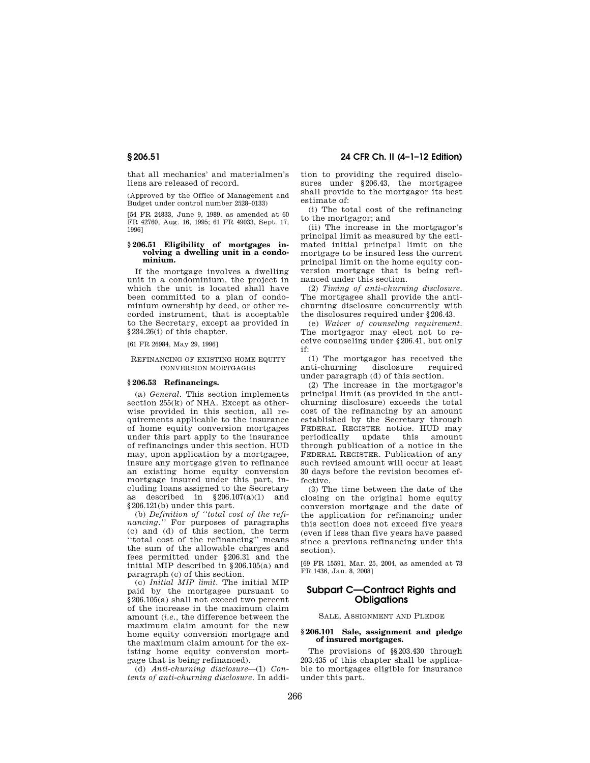that all mechanics' and materialmen's liens are released of record.

(Approved by the Office of Management and Budget under control number 2528–0133)

[54 FR 24833, June 9, 1989, as amended at 60 FR 42760, Aug. 16, 1995; 61 FR 49033, Sept. 17, 1996]

### § 206.51 Eligibility of mortgages involving a dwelling unit in a condominium.

If the mortgage involves a dwelling unit in a condominium, the project in which the unit is located shall have been committed to a plan of condominium ownership by deed, or other recorded instrument, that is acceptable to the Secretary, except as provided in § 234.26(i) of this chapter.

[61 FR 26984, May 29, 1996]

REFINANCING OF EXISTING HOME EQUITY CONVERSION MORTGAGES

### § 206.53 Refinancings.

(a) *General.* This section implements section 255(k) of NHA. Except as otherwise provided in this section, all requirements applicable to the insurance of home equity conversion mortgages under this part apply to the insurance of refinancings under this section. HUD may, upon application by a mortgagee, insure any mortgage given to refinance an existing home equity conversion mortgage insured under this part, including loans assigned to the Secretary as described in § 206.107(a)(1) and § 206.121(b) under this part.

(b) *Definition of "total cost of the refinancing."* For purposes of paragraphs (c) and (d) of this section, the term "total cost of the refinancing" means the sum of the allowable charges and fees permitted under § 206.31 and the initial MIP described in § 206.105(a) and paragraph (c) of this section.

(c) *Initial MIP limit.* The initial MIP paid by the mortgagee pursuant to § 206.105(a) shall not exceed two percent of the increase in the maximum claim amount (*i.e.*, the difference between the maximum claim amount for the new home equity conversion mortgage and the maximum claim amount for the existing home equity conversion mortgage that is being refinanced).

(d) *Anti-churning disclosure*—(1) *Contents of anti-churning disclosure.* In addition to providing the required disclosures under § 206.43, the mortgagee shall provide to the mortgagor its best estimate of:

(i) The total cost of the refinancing to the mortgagor; and

(ii) The increase in the mortgagor's principal limit as measured by the estimated initial principal limit on the mortgage to be insured less the current principal limit on the home equity conversion mortgage that is being refinanced under this section.

(2) *Timing of anti-churning disclosure.* The mortgagee shall provide the anti-churning disclosure concurrently with the disclosures required under § 206.43.

(e) *Waiver of counseling requirement.* The mortgagor may elect not to receive counseling under § 206.41, but only if:

(1) The mortgagor has received the anti-churning disclosure required under paragraph (d) of this section.

(2) The increase in the mortgagor's principal limit (as provided in the anti-churning disclosure) exceeds the total cost of the refinancing by an amount established by the Secretary through FEDERAL REGISTER notice. HUD may periodically update this amount through publication of a notice in the FEDERAL REGISTER. Publication of any such revised amount will occur at least 30 days before the revision becomes effective.

(3) The time between the date of the closing on the original home equity conversion mortgage and the date of the application for refinancing under this section does not exceed five years (even if less than five years have passed since a previous refinancing under this section).

[69 FR 15591, Mar. 25, 2004, as amended at 73 FR 1436, Jan. 8, 2008]

## Subpart C—Contract Rights and Obligations

SALE, ASSIGNMENT AND PLEDGE

### § 206.101 Sale, assignment and pledge of insured mortgages.

The provisions of §§ 203.430 through 203.435 of this chapter shall be applicable to mortgages eligible for insurance under this part.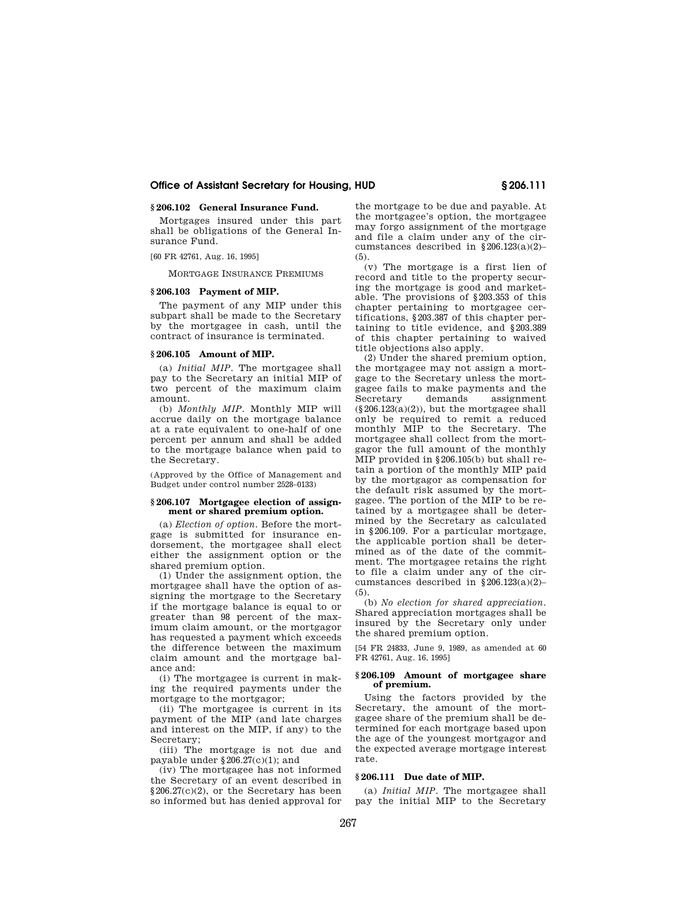## § 206.102 General Insurance Fund.

Mortgages insured under this part shall be obligations of the General Insurance Fund.

[60 FR 42761, Aug. 16, 1995]

MORTGAGE INSURANCE PREMIUMS

## § 206.103 Payment of MIP.

The payment of any MIP under this subpart shall be made to the Secretary by the mortgagee in cash, until the contract of insurance is terminated.

## § 206.105 Amount of MIP.

(a) *Initial MIP*. The mortgagee shall pay to the Secretary an initial MIP of two percent of the maximum claim amount.

(b) *Monthly MIP*. Monthly MIP will accrue daily on the mortgage balance at a rate equivalent to one-half of one percent per annum and shall be added to the mortgage balance when paid to the Secretary.

(Approved by the Office of Management and Budget under control number 2528–0133)

## § 206.107 Mortgagee election of assignment or shared premium option.

(a) *Election of option*. Before the mortgage is submitted for insurance endorsement, the mortgagee shall elect either the assignment option or the shared premium option.

(1) Under the assignment option, the mortgagee shall have the option of assigning the mortgage to the Secretary if the mortgage balance is equal to or greater than 98 percent of the maximum claim amount, or the mortgagor has requested a payment which exceeds the difference between the maximum claim amount and the mortgage balance and:

(i) The mortgagee is current in making the required payments under the mortgage to the mortgagor;

(ii) The mortgagee is current in its payment of the MIP (and late charges and interest on the MIP, if any) to the Secretary;

(iii) The mortgage is not due and payable under § 206.27(c)(1); and

(iv) The mortgagee has not informed the Secretary of an event described in § 206.27(c)(2), or the Secretary has been so informed but has denied approval for the mortgage to be due and payable. At the mortgagee's option, the mortgagee may forgo assignment of the mortgage and file a claim under any of the circumstances described in § 206.123(a)(2)–(5).

(v) The mortgage is a first lien of record and title to the property securing the mortgage is good and marketable. The provisions of § 203.353 of this chapter pertaining to mortgagee certifications, § 203.387 of this chapter pertaining to title evidence, and § 203.389 of this chapter pertaining to waived title objections also apply.

(2) Under the shared premium option, the mortgagee may not assign a mortgage to the Secretary unless the mortgagee fails to make payments and the Secretary demands assignment (§ 206.123(a)(2)), but the mortgagee shall only be required to remit a reduced monthly MIP to the Secretary. The mortgagee shall collect from the mortgagor the full amount of the monthly MIP provided in § 206.105(b) but shall retain a portion of the monthly MIP paid by the mortgagor as compensation for the default risk assumed by the mortgagee. The portion of the MIP to be retained by a mortgagee shall be determined by the Secretary as calculated in § 206.109. For a particular mortgage, the applicable portion shall be determined as of the date of the commitment. The mortgagee retains the right to file a claim under any of the circumstances described in § 206.123(a)(2)–(5).

(b) *No election for shared appreciation*. Shared appreciation mortgages shall be insured by the Secretary only under the shared premium option.

[54 FR 24833, June 9, 1989, as amended at 60 FR 42761, Aug. 16, 1995]

## § 206.109 Amount of mortgagee share of premium.

Using the factors provided by the Secretary, the amount of the mortgagee share of the premium shall be determined for each mortgage based upon the age of the youngest mortgagor and the expected average mortgage interest rate.

## § 206.111 Due date of MIP.

(a) *Initial MIP*. The mortgagee shall pay the initial MIP to the Secretary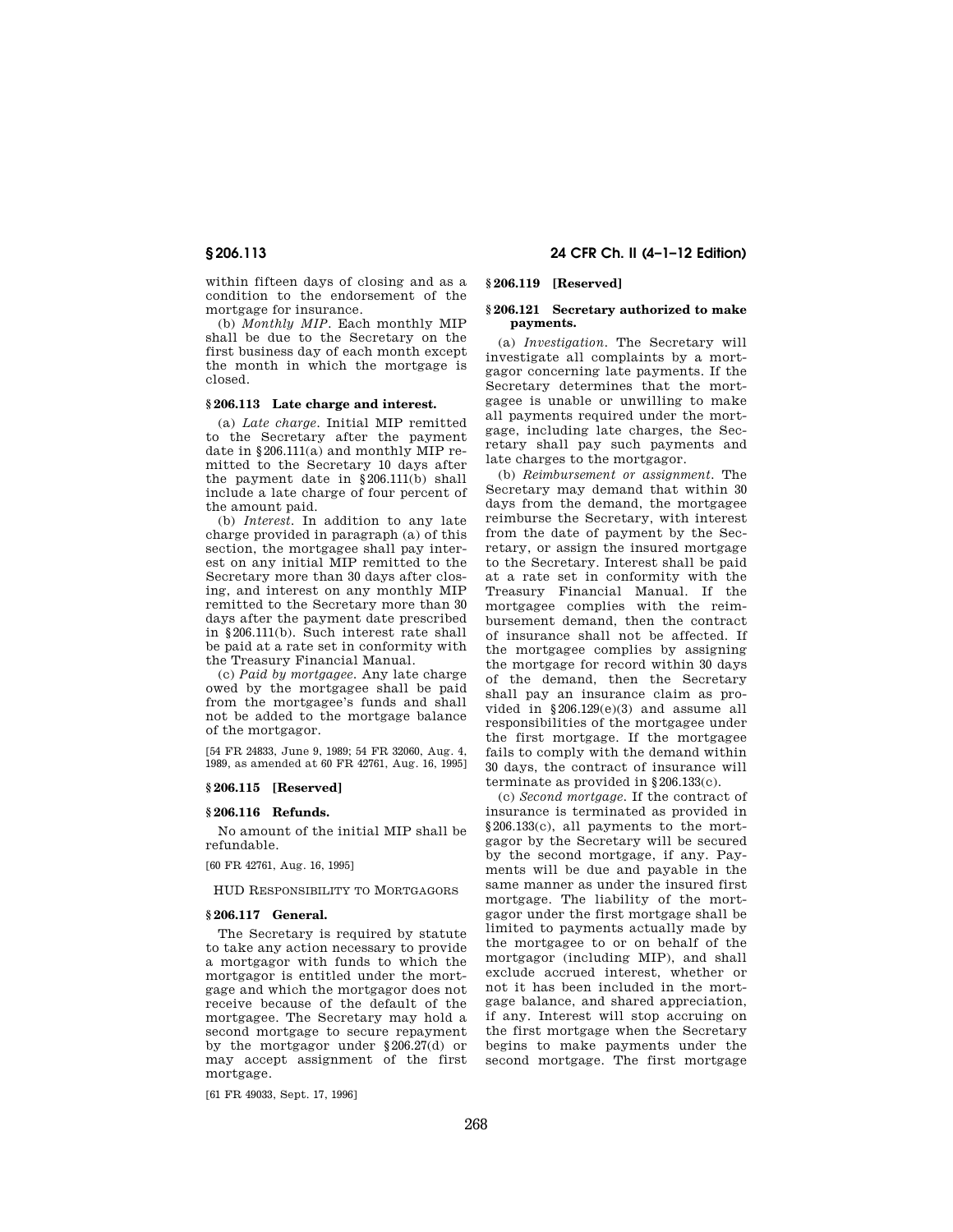within fifteen days of closing and as a condition to the endorsement of the mortgage for insurance.

(b) *Monthly MIP.* Each monthly MIP shall be due to the Secretary on the first business day of each month except the month in which the mortgage is closed.

### § 206.113 Late charge and interest.

(a) *Late charge.* Initial MIP remitted to the Secretary after the payment date in §206.111(a) and monthly MIP remitted to the Secretary 10 days after the payment date in §206.111(b) shall include a late charge of four percent of the amount paid.

(b) *Interest.* In addition to any late charge provided in paragraph (a) of this section, the mortgagee shall pay interest on any initial MIP remitted to the Secretary more than 30 days after closing, and interest on any monthly MIP remitted to the Secretary more than 30 days after the payment date prescribed in §206.111(b). Such interest rate shall be paid at a rate set in conformity with the Treasury Financial Manual.

(c) *Paid by mortgagee.* Any late charge owed by the mortgagee shall be paid from the mortgagee's funds and shall not be added to the mortgage balance of the mortgagor.

[54 FR 24833, June 9, 1989; 54 FR 32060, Aug. 4, 1989, as amended at 60 FR 42761, Aug. 16, 1995]

### § 206.115 [Reserved]

### § 206.116 Refunds.

No amount of the initial MIP shall be refundable.

[60 FR 42761, Aug. 16, 1995]

## HUD RESPONSIBILITY TO MORTGAGORS

### § 206.117 General.

The Secretary is required by statute to take any action necessary to provide a mortgagor with funds to which the mortgagor is entitled under the mortgage and which the mortgagor does not receive because of the default of the mortgagee. The Secretary may hold a second mortgage to secure repayment by the mortgagor under §206.27(d) or may accept assignment of the first mortgage.

[61 FR 49033, Sept. 17, 1996]

### § 206.119 [Reserved]

### § 206.121 Secretary authorized to make payments.

(a) *Investigation.* The Secretary will investigate all complaints by a mortgagor concerning late payments. If the Secretary determines that the mortgagee is unable or unwilling to make all payments required under the mortgage, including late charges, the Secretary shall pay such payments and late charges to the mortgagor.

(b) *Reimbursement or assignment.* The Secretary may demand that within 30 days from the demand, the mortgagee reimburse the Secretary, with interest from the date of payment by the Secretary, or assign the insured mortgage to the Secretary. Interest shall be paid at a rate set in conformity with the Treasury Financial Manual. If the mortgagee complies with the reimbursement demand, then the contract of insurance shall not be affected. If the mortgagee complies by assigning the mortgage for record within 30 days of the demand, then the Secretary shall pay an insurance claim as provided in §206.129(e)(3) and assume all responsibilities of the mortgagee under the first mortgage. If the mortgagee fails to comply with the demand within 30 days, the contract of insurance will terminate as provided in §206.133(c).

(c) *Second mortgage.* If the contract of insurance is terminated as provided in §206.133(c), all payments to the mortgagor by the Secretary will be secured by the second mortgage, if any. Payments will be due and payable in the same manner as under the insured first mortgage. The liability of the mortgagor under the first mortgage shall be limited to payments actually made by the mortgagee to or on behalf of the mortgagor (including MIP), and shall exclude accrued interest, whether or not it has been included in the mortgage balance, and shared appreciation, if any. Interest will stop accruing on the first mortgage when the Secretary begins to make payments under the second mortgage. The first mortgage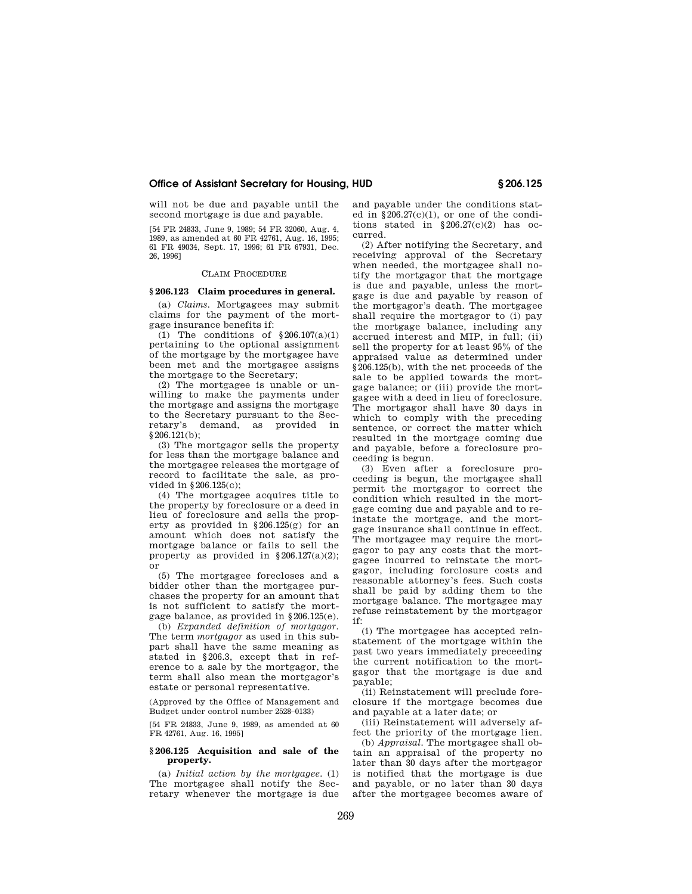will not be due and payable until the second mortgage is due and payable.

[54 FR 24833, June 9, 1989; 54 FR 32060, Aug. 4, 1989, as amended at 60 FR 42761, Aug. 16, 1995; 61 FR 49034, Sept. 17, 1996; 61 FR 67931, Dec. 26, 1996]

CLAIM PROCEDURE

### § 206.123 Claim procedures in general.

(a) *Claims.* Mortgagees may submit claims for the payment of the mortgage insurance benefits if:

(1) The conditions of §206.107(a)(1) pertaining to the optional assignment of the mortgage by the mortgagee have been met and the mortgagee assigns the mortgage to the Secretary;

(2) The mortgagee is unable or unwilling to make the payments under the mortgage and assigns the mortgage to the Secretary pursuant to the Secretary's demand, as provided in §206.121(b);

(3) The mortgagor sells the property for less than the mortgage balance and the mortgagee releases the mortgage of record to facilitate the sale, as provided in §206.125(c);

(4) The mortgagee acquires title to the property by foreclosure or a deed in lieu of foreclosure and sells the property as provided in §206.125(g) for an amount which does not satisfy the mortgage balance or fails to sell the property as provided in §206.127(a)(2); or

(5) The mortgagee forecloses and a bidder other than the mortgagee purchases the property for an amount that is not sufficient to satisfy the mortgage balance, as provided in §206.125(e).

(b) *Expanded definition of mortgagor.* The term *mortgagor* as used in this subpart shall have the same meaning as stated in §206.3, except that in reference to a sale by the mortgagor, the term shall also mean the mortgagor's estate or personal representative.

(Approved by the Office of Management and Budget under control number 2528–0133)

[54 FR 24833, June 9, 1989, as amended at 60 FR 42761, Aug. 16, 1995]

### § 206.125 Acquisition and sale of the property.

(a) *Initial action by the mortgagee.* (1) The mortgagee shall notify the Secretary whenever the mortgage is due and payable under the conditions stated in §206.27(c)(1), or one of the conditions stated in §206.27(c)(2) has occurred.

(2) After notifying the Secretary, and receiving approval of the Secretary when needed, the mortgagee shall notify the mortgagor that the mortgage is due and payable, unless the mortgage is due and payable by reason of the mortgagor's death. The mortgagee shall require the mortgagor to (i) pay the mortgage balance, including any accrued interest and MIP, in full; (ii) sell the property for at least 95% of the appraised value as determined under §206.125(b), with the net proceeds of the sale to be applied towards the mortgage balance; or (iii) provide the mortgagee with a deed in lieu of foreclosure. The mortgagor shall have 30 days in which to comply with the preceding sentence, or correct the matter which resulted in the mortgage coming due and payable, before a foreclosure proceeding is begun.

(3) Even after a foreclosure proceeding is begun, the mortgagee shall permit the mortgagor to correct the condition which resulted in the mortgage coming due and payable and to reinstate the mortgage, and the mortgage insurance shall continue in effect. The mortgagee may require the mortgagor to pay any costs that the mortgagee incurred to reinstate the mortgagor, including forclosure costs and reasonable attorney's fees. Such costs shall be paid by adding them to the mortgage balance. The mortgagee may refuse reinstatement by the mortgagor if:

(i) The mortgagee has accepted reinstatement of the mortgage within the past two years immediately preceeding the current notification to the mortgagor that the mortgage is due and payable;

(ii) Reinstatement will preclude foreclosure if the mortgage becomes due and payable at a later date; or

(iii) Reinstatement will adversely affect the priority of the mortgage lien.

(b) *Appraisal.* The mortgagee shall obtain an appraisal of the property no later than 30 days after the mortgagor is notified that the mortgage is due and payable, or no later than 30 days after the mortgagee becomes aware of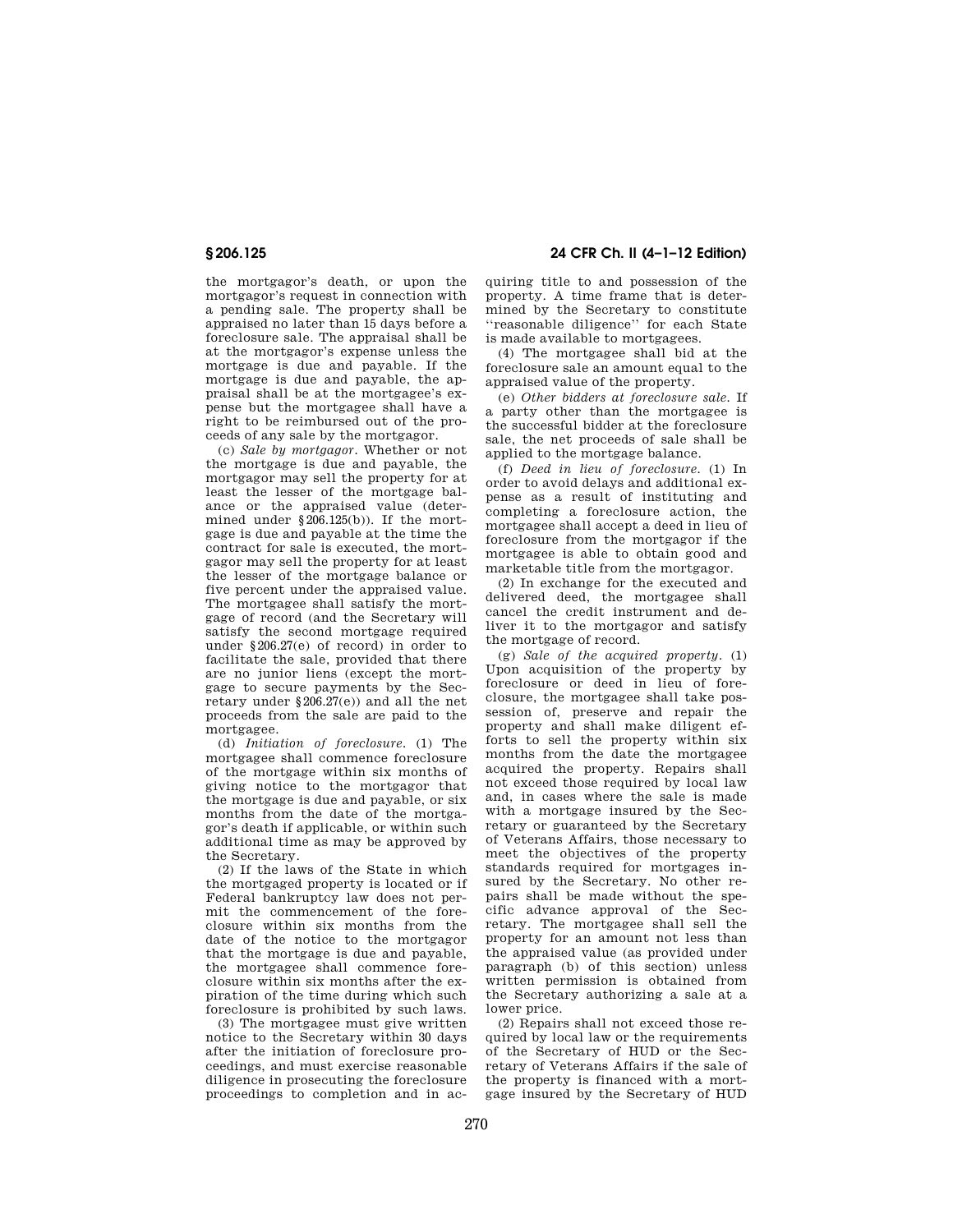the mortgagor's death, or upon the mortgagor's request in connection with a pending sale. The property shall be appraised no later than 15 days before a foreclosure sale. The appraisal shall be at the mortgagor's expense unless the mortgage is due and payable. If the mortgage is due and payable, the appraisal shall be at the mortgagee's expense but the mortgagee shall have a right to be reimbursed out of the proceeds of any sale by the mortgagor.

(c) *Sale by mortgagor.* Whether or not the mortgage is due and payable, the mortgagor may sell the property for at least the lesser of the mortgage balance or the appraised value (determined under §206.125(b)). If the mortgage is due and payable at the time the contract for sale is executed, the mortgagor may sell the property for at least the lesser of the mortgage balance or five percent under the appraised value. The mortgagee shall satisfy the mortgage of record (and the Secretary will satisfy the second mortgage required under §206.27(e) of record) in order to facilitate the sale, provided that there are no junior liens (except the mortgage to secure payments by the Secretary under §206.27(e)) and all the net proceeds from the sale are paid to the mortgagee.

(d) *Initiation of foreclosure.* (1) The mortgagee shall commence foreclosure of the mortgage within six months of giving notice to the mortgagor that the mortgage is due and payable, or six months from the date of the mortgagor's death if applicable, or within such additional time as may be approved by the Secretary.

(2) If the laws of the State in which the mortgaged property is located or if Federal bankruptcy law does not permit the commencement of the foreclosure within six months from the date of the notice to the mortgagor that the mortgage is due and payable, the mortgagee shall commence foreclosure within six months after the expiration of the time during which such foreclosure is prohibited by such laws.

(3) The mortgagee must give written notice to the Secretary within 30 days after the initiation of foreclosure proceedings, and must exercise reasonable diligence in prosecuting the foreclosure proceedings to completion and in acquiring title to and possession of the property. A time frame that is determined by the Secretary to constitute "reasonable diligence" for each State is made available to mortgagees.

(4) The mortgagee shall bid at the foreclosure sale an amount equal to the appraised value of the property.

(e) *Other bidders at foreclosure sale.* If a party other than the mortgagee is the successful bidder at the foreclosure sale, the net proceeds of sale shall be applied to the mortgage balance.

(f) *Deed in lieu of foreclosure.* (1) In order to avoid delays and additional expense as a result of instituting and completing a foreclosure action, the mortgagee shall accept a deed in lieu of foreclosure from the mortgagor if the mortgagee is able to obtain good and marketable title from the mortgagor.

(2) In exchange for the executed and delivered deed, the mortgagee shall cancel the credit instrument and deliver it to the mortgagor and satisfy the mortgage of record.

(g) *Sale of the acquired property.* (1) Upon acquisition of the property by foreclosure or deed in lieu of foreclosure, the mortgagee shall take possession of, preserve and repair the property and shall make diligent efforts to sell the property within six months from the date the mortgagee acquired the property. Repairs shall not exceed those required by local law and, in cases where the sale is made with a mortgage insured by the Secretary or guaranteed by the Secretary of Veterans Affairs, those necessary to meet the objectives of the property standards required for mortgages insured by the Secretary. No other repairs shall be made without the specific advance approval of the Secretary. The mortgagee shall sell the property for an amount not less than the appraised value (as provided under paragraph (b) of this section) unless written permission is obtained from the Secretary authorizing a sale at a lower price.

(2) Repairs shall not exceed those required by local law or the requirements of the Secretary of HUD or the Secretary of Veterans Affairs if the sale of the property is financed with a mortgage insured by the Secretary of HUD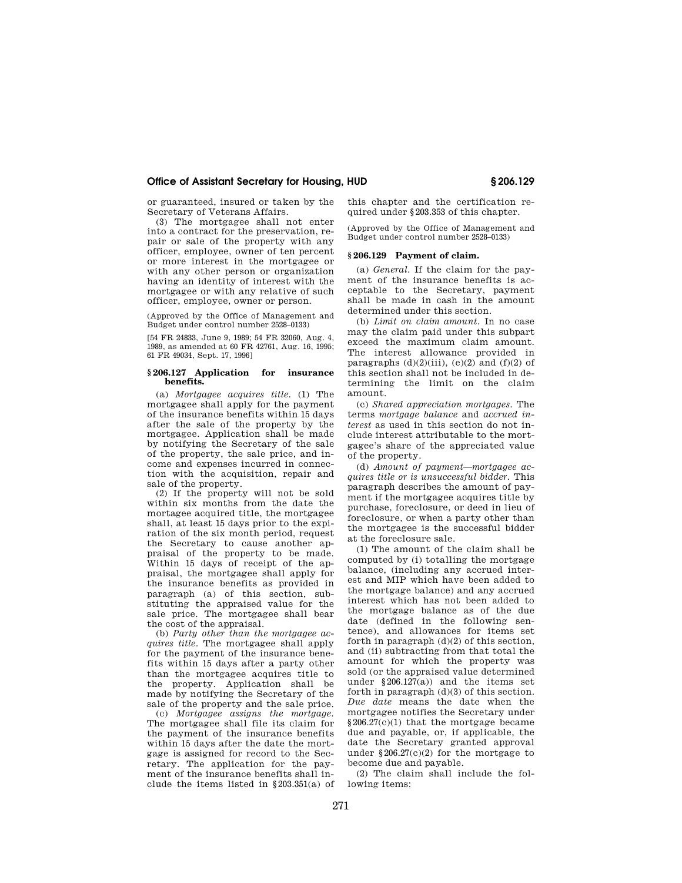or guaranteed, insured or taken by the Secretary of Veterans Affairs.

(3) The mortgagee shall not enter into a contract for the preservation, repair or sale of the property with any officer, employee, owner of ten percent or more interest in the mortgagee or with any other person or organization having an identity of interest with the mortgagee or with any relative of such officer, employee, owner or person.

(Approved by the Office of Management and Budget under control number 2528–0133)

[54 FR 24833, June 9, 1989; 54 FR 32060, Aug. 4, 1989, as amended at 60 FR 42761, Aug. 16, 1995; 61 FR 49034, Sept. 17, 1996]

### § 206.127 Application for insurance benefits.

(a) *Mortgagee acquires title.* (1) The mortgagee shall apply for the payment of the insurance benefits within 15 days after the sale of the property by the mortgagee. Application shall be made by notifying the Secretary of the sale of the property, the sale price, and income and expenses incurred in connection with the acquisition, repair and sale of the property.

(2) If the property will not be sold within six months from the date the mortagee acquired title, the mortgagee shall, at least 15 days prior to the expiration of the six month period, request the Secretary to cause another appraisal of the property to be made. Within 15 days of receipt of the appraisal, the mortgagee shall apply for the insurance benefits as provided in paragraph (a) of this section, substituting the appraised value for the sale price. The mortgagee shall bear the cost of the appraisal.

(b) *Party other than the mortgagee acquires title.* The mortgagee shall apply for the payment of the insurance benefits within 15 days after a party other than the mortgagee acquires title to the property. Application shall be made by notifying the Secretary of the sale of the property and the sale price.

(c) *Mortgagee assigns the mortgage.* The mortgagee shall file its claim for the payment of the insurance benefits within 15 days after the date the mortgage is assigned for record to the Secretary. The application for the payment of the insurance benefits shall include the items listed in §203.351(a) of this chapter and the certification required under §203.353 of this chapter.

(Approved by the Office of Management and Budget under control number 2528–0133)

### § 206.129 Payment of claim.

(a) *General.* If the claim for the payment of the insurance benefits is acceptable to the Secretary, payment shall be made in cash in the amount determined under this section.

(b) *Limit on claim amount.* In no case may the claim paid under this subpart exceed the maximum claim amount. The interest allowance provided in paragraphs (d)(2)(iii), (e)(2) and (f)(2) of this section shall not be included in determining the limit on the claim amount.

(c) *Shared appreciation mortgages.* The terms *mortgage balance* and *accrued interest* as used in this section do not include interest attributable to the mortgagee's share of the appreciated value of the property.

(d) *Amount of payment—mortgagee acquires title or is unsuccessful bidder.* This paragraph describes the amount of payment if the mortgagee acquires title by purchase, foreclosure, or deed in lieu of foreclosure, or when a party other than the mortgagee is the successful bidder at the foreclosure sale.

(1) The amount of the claim shall be computed by (i) totalling the mortgage balance, (including any accrued interest and MIP which have been added to the mortgage balance) and any accrued interest which has not been added to the mortgage balance as of the due date (defined in the following sentence), and allowances for items set forth in paragraph (d)(2) of this section, and (ii) subtracting from that total the amount for which the property was sold (or the appraised value determined under §206.127(a)) and the items set forth in paragraph (d)(3) of this section. *Due date* means the date when the mortgagee notifies the Secretary under §206.27(c)(1) that the mortgage became due and payable, or, if applicable, the date the Secretary granted approval under §206.27(c)(2) for the mortgage to become due and payable.

(2) The claim shall include the following items: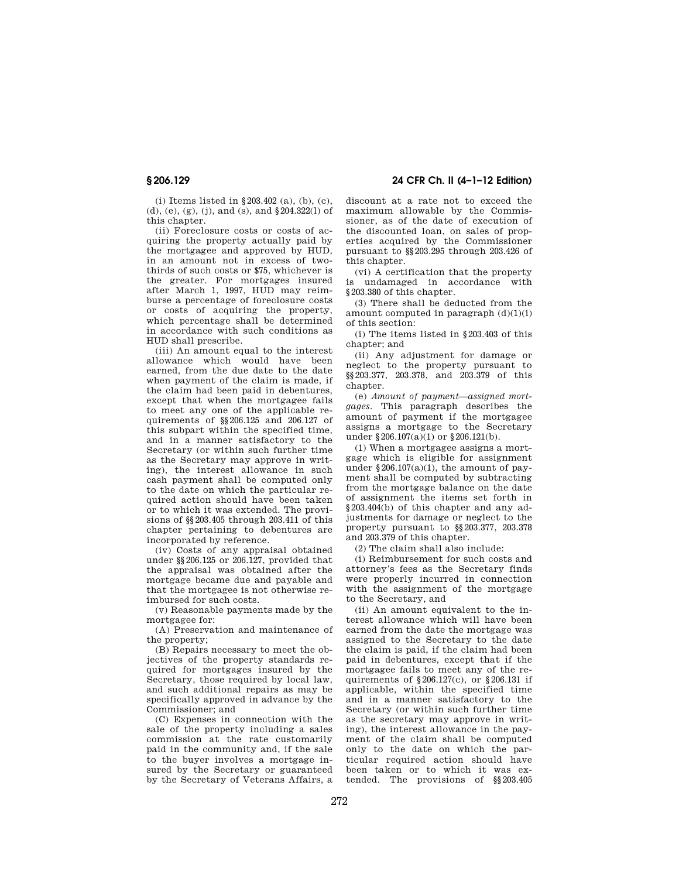(i) Items listed in §203.402 (a), (b), (c), (d), (e), (g), (j), and (s), and §204.322(l) of this chapter.

(ii) Foreclosure costs or costs of acquiring the property actually paid by the mortgagee and approved by HUD, in an amount not in excess of two-thirds of such costs or $75, whichever is the greater. For mortgages insured after March 1, 1997, HUD may reimburse a percentage of foreclosure costs or costs of acquiring the property, which percentage shall be determined in accordance with such conditions as HUD shall prescribe.

(iii) An amount equal to the interest allowance which would have been earned, from the due date to the date when payment of the claim is made, if the claim had been paid in debentures, except that when the mortgagee fails to meet any one of the applicable requirements of §§206.125 and 206.127 of this subpart within the specified time, and in a manner satisfactory to the Secretary (or within such further time as the Secretary may approve in writing), the interest allowance in such cash payment shall be computed only to the date on which the particular required action should have been taken or to which it was extended. The provisions of §§203.405 through 203.411 of this chapter pertaining to debentures are incorporated by reference.

(iv) Costs of any appraisal obtained under §§206.125 or 206.127, provided that the appraisal was obtained after the mortgage became due and payable and that the mortgagee is not otherwise reimbursed for such costs.

(v) Reasonable payments made by the mortgagee for:

(A) Preservation and maintenance of the property;

(B) Repairs necessary to meet the objectives of the property standards required for mortgages insured by the Secretary, those required by local law, and such additional repairs as may be specifically approved in advance by the Commissioner; and

(C) Expenses in connection with the sale of the property including a sales commission at the rate customarily paid in the community and, if the sale to the buyer involves a mortgage insured by the Secretary or guaranteed by the Secretary of Veterans Affairs, a discount at a rate not to exceed the maximum allowable by the Commissioner, as of the date of execution of the discounted loan, on sales of properties acquired by the Commissioner pursuant to §§203.295 through 203.426 of this chapter.

(vi) A certification that the property is undamaged in accordance with §203.380 of this chapter.

(3) There shall be deducted from the amount computed in paragraph (d)(1)(i) of this section:

(i) The items listed in §203.403 of this chapter; and

(ii) Any adjustment for damage or neglect to the property pursuant to §§203.377, 203.378, and 203.379 of this chapter.

(e) *Amount of payment—assigned mortgages.* This paragraph describes the amount of payment if the mortgagee assigns a mortgage to the Secretary under §206.107(a)(1) or §206.121(b).

(1) When a mortgagee assigns a mortgage which is eligible for assignment under §206.107(a)(1), the amount of payment shall be computed by subtracting from the mortgage balance on the date of assignment the items set forth in §203.404(b) of this chapter and any adjustments for damage or neglect to the property pursuant to §§203.377, 203.378 and 203.379 of this chapter.

(2) The claim shall also include:

(i) Reimbursement for such costs and attorney's fees as the Secretary finds were properly incurred in connection with the assignment of the mortgage to the Secretary, and

(ii) An amount equivalent to the interest allowance which will have been earned from the date the mortgage was assigned to the Secretary to the date the claim is paid, if the claim had been paid in debentures, except that if the mortgagee fails to meet any of the requirements of §206.127(c), or §206.131 if applicable, within the specified time and in a manner satisfactory to the Secretary (or within such further time as the secretary may approve in writing), the interest allowance in the payment of the claim shall be computed only to the date on which the particular required action should have been taken or to which it was extended. The provisions of §§203.405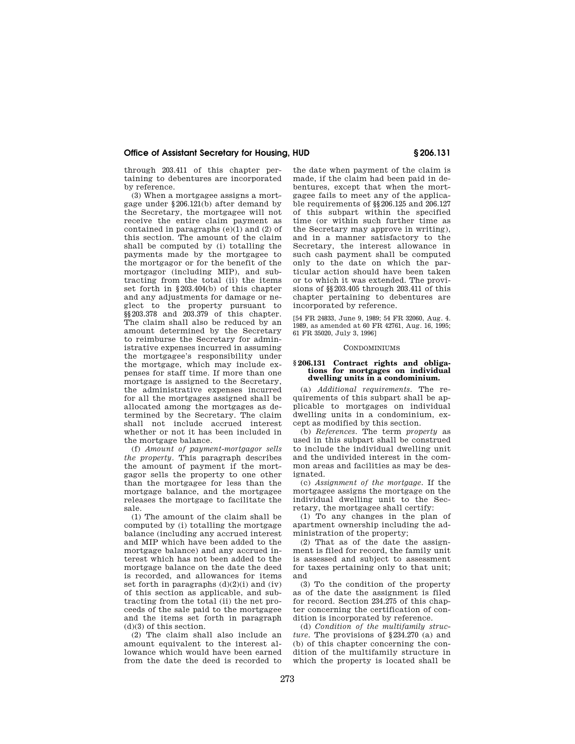through 203.411 of this chapter pertaining to debentures are incorporated by reference.

(3) When a mortgagee assigns a mortgage under §206.121(b) after demand by the Secretary, the mortgagee will not receive the entire claim payment as contained in paragraphs (e)(1) and (2) of this section. The amount of the claim shall be computed by (i) totalling the payments made by the mortgagee to the mortgagor or for the benefit of the mortgagor (including MIP), and subtracting from the total (ii) the items set forth in §203.404(b) of this chapter and any adjustments for damage or neglect to the property pursuant to §§203.378 and 203.379 of this chapter. The claim shall also be reduced by an amount determined by the Secretary to reimburse the Secretary for administrative expenses incurred in assuming the mortgagee's responsibility under the mortgage, which may include expenses for staff time. If more than one mortgage is assigned to the Secretary, the administrative expenses incurred for all the mortgages assigned shall be allocated among the mortgages as determined by the Secretary. The claim shall not include accrued interest whether or not it has been included in the mortgage balance.

(f) *Amount of payment-mortgagor sells the property.* This paragraph describes the amount of payment if the mortgagor sells the property to one other than the mortgagee for less than the mortgage balance, and the mortgagee releases the mortgage to facilitate the sale.

(1) The amount of the claim shall be computed by (i) totalling the mortgage balance (including any accrued interest and MIP which have been added to the mortgage balance) and any accrued interest which has not been added to the mortgage balance on the date the deed is recorded, and allowances for items set forth in paragraphs (d)(2)(i) and (iv) of this section as applicable, and subtracting from the total (ii) the net proceeds of the sale paid to the mortgagee and the items set forth in paragraph (d)(3) of this section.

(2) The claim shall also include an amount equivalent to the interest allowance which would have been earned from the date the deed is recorded to the date when payment of the claim is made, if the claim had been paid in debentures, except that when the mortgagee fails to meet any of the applicable requirements of §§206.125 and 206.127 of this subpart within the specified time (or within such further time as the Secretary may approve in writing), and in a manner satisfactory to the Secretary, the interest allowance in such cash payment shall be computed only to the date on which the particular action should have been taken or to which it was extended. The provisions of §§203.405 through 203.411 of this chapter pertaining to debentures are incorporated by reference.

[54 FR 24833, June 9, 1989; 54 FR 32060, Aug. 4. 1989, as amended at 60 FR 42761, Aug. 16, 1995; 61 FR 35020, July 3, 1996]

CONDOMINIUMS

### § 206.131 Contract rights and obligations for mortgages on individual dwelling units in a condominium.

(a) *Additional requirements.* The requirements of this subpart shall be applicable to mortgages on individual dwelling units in a condominium, except as modified by this section.

(b) *References.* The term *property* as used in this subpart shall be construed to include the individual dwelling unit and the undivided interest in the common areas and facilities as may be designated.

(c) *Assignment of the mortgage.* If the mortgagee assigns the mortgage on the individual dwelling unit to the Secretary, the mortgagee shall certify:

(1) To any changes in the plan of apartment ownership including the administration of the property;

(2) That as of the date the assignment is filed for record, the family unit is assessed and subject to assessment for taxes pertaining only to that unit; and

(3) To the condition of the property as of the date the assignment is filed for record. Section 234.275 of this chapter concerning the certification of condition is incorporated by reference.

(d) *Condition of the multifamily structure.* The provisions of §234.270 (a) and (b) of this chapter concerning the condition of the multifamily structure in which the property is located shall be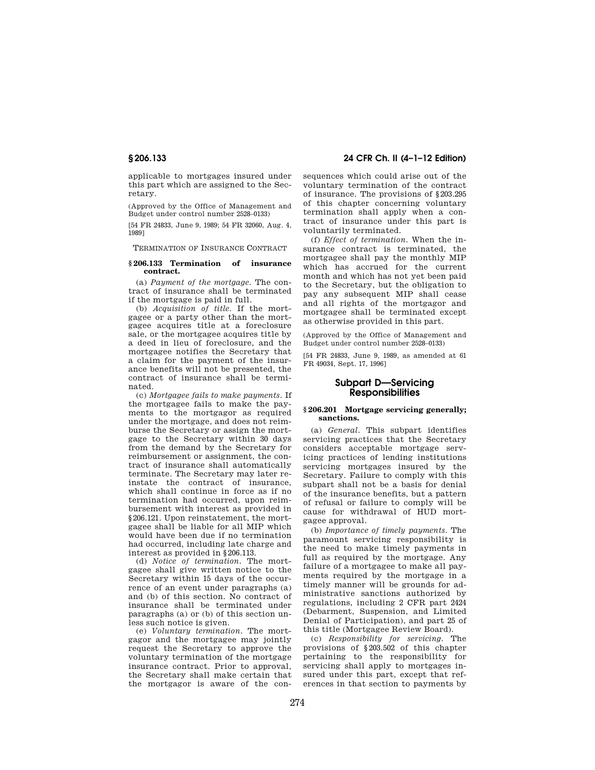applicable to mortgages insured under this part which are assigned to the Secretary.

(Approved by the Office of Management and Budget under control number 2528–0133)

[54 FR 24833, June 9, 1989; 54 FR 32060, Aug. 4, 1989]

TERMINATION OF INSURANCE CONTRACT

**§ 206.133 Termination of insurance contract.**

(a) *Payment of the mortgage.* The contract of insurance shall be terminated if the mortgage is paid in full.

(b) *Acquisition of title.* If the mortgagee or a party other than the mortgagee acquires title at a foreclosure sale, or the mortgagee acquires title by a deed in lieu of foreclosure, and the mortgagee notifies the Secretary that a claim for the payment of the insurance benefits will not be presented, the contract of insurance shall be terminated.

(c) *Mortgagee fails to make payments.* If the mortgagee fails to make the payments to the mortgagor as required under the mortgage, and does not reimburse the Secretary or assign the mortgage to the Secretary within 30 days from the demand by the Secretary for reimbursement or assignment, the contract of insurance shall automatically terminate. The Secretary may later reinstate the contract of insurance, which shall continue in force as if no termination had occurred, upon reimbursement with interest as provided in §206.121. Upon reinstatement, the mortgagee shall be liable for all MIP which would have been due if no termination had occurred, including late charge and interest as provided in §206.113.

(d) *Notice of termination.* The mortgagee shall give written notice to the Secretary within 15 days of the occurrence of an event under paragraphs (a) and (b) of this section. No contract of insurance shall be terminated under paragraphs (a) or (b) of this section unless such notice is given.

(e) *Voluntary termination.* The mortgagor and the mortgagee may jointly request the Secretary to approve the voluntary termination of the mortgage insurance contract. Prior to approval, the Secretary shall make certain that the mortgagor is aware of the consequences which could arise out of the voluntary termination of the contract of insurance. The provisions of §203.295 of this chapter concerning voluntary termination shall apply when a contract of insurance under this part is voluntarily terminated.

(f) *Effect of termination.* When the insurance contract is terminated, the mortgagee shall pay the monthly MIP which has accrued for the current month and which has not yet been paid to the Secretary, but the obligation to pay any subsequent MIP shall cease and all rights of the mortgagor and mortgagee shall be terminated except as otherwise provided in this part.

(Approved by the Office of Management and Budget under control number 2528–0133)

[54 FR 24833, June 9, 1989, as amended at 61 FR 49034, Sept. 17, 1996]

## Subpart D—Servicing Responsibilities

**§ 206.201 Mortgage servicing generally; sanctions.**

(a) *General.* This subpart identifies servicing practices that the Secretary considers acceptable mortgage servicing practices of lending institutions servicing mortgages insured by the Secretary. Failure to comply with this subpart shall not be a basis for denial of the insurance benefits, but a pattern of refusal or failure to comply will be cause for withdrawal of HUD mortgagee approval.

(b) *Importance of timely payments.* The paramount servicing responsibility is the need to make timely payments in full as required by the mortgage. Any failure of a mortgagee to make all payments required by the mortgage in a timely manner will be grounds for administrative sanctions authorized by regulations, including 2 CFR part 2424 (Debarment, Suspension, and Limited Denial of Participation), and part 25 of this title (Mortgagee Review Board).

(c) *Responsibility for servicing.* The provisions of §203.502 of this chapter pertaining to the responsibility for servicing shall apply to mortgages insured under this part, except that references in that section to payments by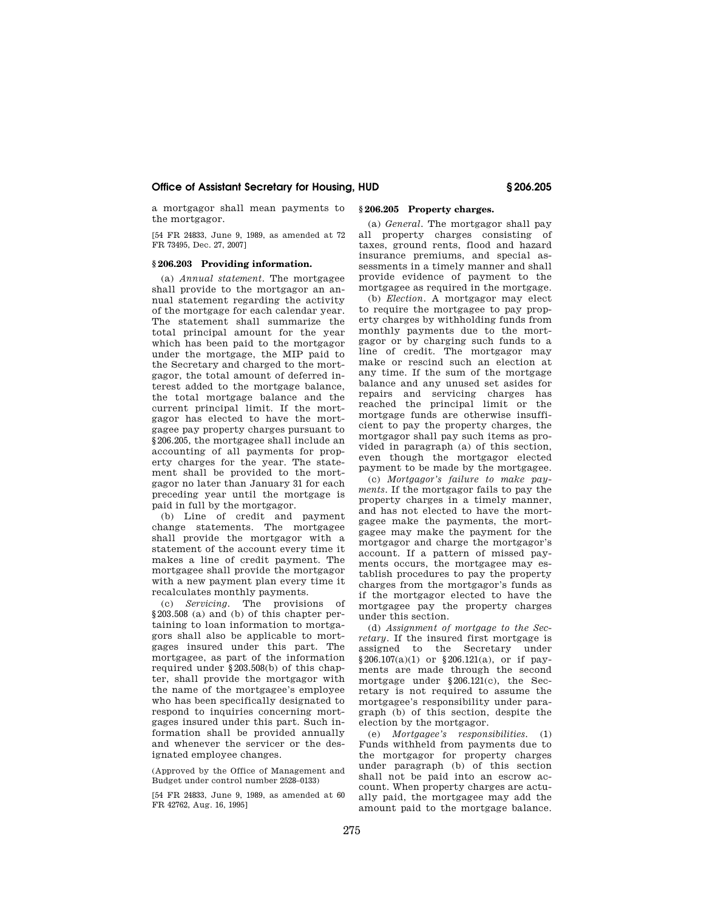a mortgagor shall mean payments to the mortgagor.

[54 FR 24833, June 9, 1989, as amended at 72 FR 73495, Dec. 27, 2007]

### § 206.203 Providing information.

(a) *Annual statement.* The mortgagee shall provide to the mortgagor an annual statement regarding the activity of the mortgage for each calendar year. The statement shall summarize the total principal amount for the year which has been paid to the mortgagor under the mortgage, the MIP paid to the Secretary and charged to the mortgagor, the total amount of deferred interest added to the mortgage balance, the total mortgage balance and the current principal limit. If the mortgagor has elected to have the mortgagee pay property charges pursuant to § 206.205, the mortgagee shall include an accounting of all payments for property charges for the year. The statement shall be provided to the mortgagor no later than January 31 for each preceding year until the mortgage is paid in full by the mortgagor.

(b) Line of credit and payment change statements. The mortgagee shall provide the mortgagor with a statement of the account every time it makes a line of credit payment. The mortgagee shall provide the mortgagor with a new payment plan every time it recalculates monthly payments.

(c) *Servicing.* The provisions of § 203.508 (a) and (b) of this chapter pertaining to loan information to mortgagors shall also be applicable to mortgages insured under this part. The mortgagee, as part of the information required under § 203.508(b) of this chapter, shall provide the mortgagor with the name of the mortgagee's employee who has been specifically designated to respond to inquiries concerning mortgages insured under this part. Such information shall be provided annually and whenever the servicer or the designated employee changes.

(Approved by the Office of Management and Budget under control number 2528–0133)

[54 FR 24833, June 9, 1989, as amended at 60 FR 42762, Aug. 16, 1995]

### § 206.205 Property charges.

(a) *General.* The mortgagor shall pay all property charges consisting of taxes, ground rents, flood and hazard insurance premiums, and special assessments in a timely manner and shall provide evidence of payment to the mortgagee as required in the mortgage.

(b) *Election.* A mortgagor may elect to require the mortgagee to pay property charges by withholding funds from monthly payments due to the mortgagor or by charging such funds to a line of credit. The mortgagor may make or rescind such an election at any time. If the sum of the mortgage balance and any unused set asides for repairs and servicing charges has reached the principal limit or the mortgage funds are otherwise insufficient to pay the property charges, the mortgagor shall pay such items as provided in paragraph (a) of this section, even though the mortgagor elected payment to be made by the mortgagee.

(c) *Mortgagor's failure to make payments.* If the mortgagor fails to pay the property charges in a timely manner, and has not elected to have the mortgagee make the payments, the mortgagee may make the payment for the mortgagor and charge the mortgagor's account. If a pattern of missed payments occurs, the mortgagee may establish procedures to pay the property charges from the mortgagor's funds as if the mortgagor elected to have the mortgagee pay the property charges under this section.

(d) *Assignment of mortgage to the Secretary.* If the insured first mortgage is assigned to the Secretary under § 206.107(a)(1) or § 206.121(a), or if payments are made through the second mortgage under § 206.121(c), the Secretary is not required to assume the mortgagee's responsibility under paragraph (b) of this section, despite the election by the mortgagor.

(e) *Mortgagee's responsibilities.* (1) Funds withheld from payments due to the mortgagor for property charges under paragraph (b) of this section shall not be paid into an escrow account. When property charges are actually paid, the mortgagee may add the amount paid to the mortgage balance.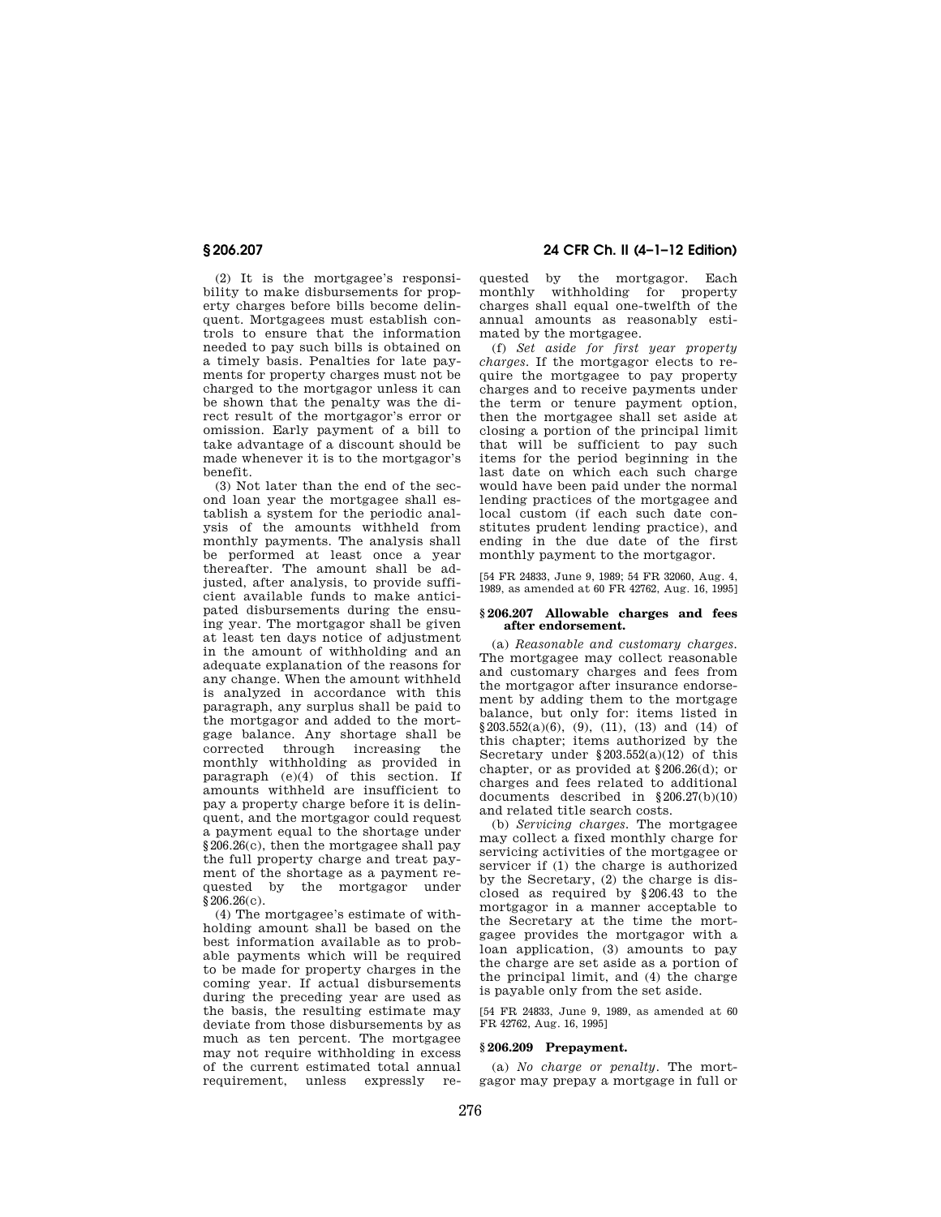(2) It is the mortgagee's responsibility to make disbursements for property charges before bills become delinquent. Mortgagees must establish controls to ensure that the information needed to pay such bills is obtained on a timely basis. Penalties for late payments for property charges must not be charged to the mortgagor unless it can be shown that the penalty was the direct result of the mortgagor's error or omission. Early payment of a bill to take advantage of a discount should be made whenever it is to the mortgagor's benefit.

(3) Not later than the end of the second loan year the mortgagee shall establish a system for the periodic analysis of the amounts withheld from monthly payments. The analysis shall be performed at least once a year thereafter. The amount shall be adjusted, after analysis, to provide sufficient available funds to make anticipated disbursements during the ensuing year. The mortgagor shall be given at least ten days notice of adjustment in the amount of withholding and an adequate explanation of the reasons for any change. When the amount withheld is analyzed in accordance with this paragraph, any surplus shall be paid to the mortgagor and added to the mortgage balance. Any shortage shall be corrected through increasing the monthly withholding as provided in paragraph (e)(4) of this section. If amounts withheld are insufficient to pay a property charge before it is delinquent, and the mortgagor could request a payment equal to the shortage under §206.26(c), then the mortgagee shall pay the full property charge and treat payment of the shortage as a payment requested by the mortgagor under §206.26(c).

(4) The mortgagee's estimate of withholding amount shall be based on the best information available as to probable payments which will be required to be made for property charges in the coming year. If actual disbursements during the preceding year are used as the basis, the resulting estimate may deviate from those disbursements by as much as ten percent. The mortgagee may not require withholding in excess of the current estimated total annual requirement, unless expressly requested by the mortgagor. Each monthly withholding for property charges shall equal one-twelfth of the annual amounts as reasonably estimated by the mortgagee.

(f) *Set aside for first year property charges.* If the mortgagor elects to require the mortgagee to pay property charges and to receive payments under the term or tenure payment option, then the mortgagee shall set aside at closing a portion of the principal limit that will be sufficient to pay such items for the period beginning in the last date on which each such charge would have been paid under the normal lending practices of the mortgagee and local custom (if each such date constitutes prudent lending practice), and ending in the due date of the first monthly payment to the mortgagor.

[54 FR 24833, June 9, 1989; 54 FR 32060, Aug. 4, 1989, as amended at 60 FR 42762, Aug. 16, 1995]

### §206.207 Allowable charges and fees after endorsement.

(a) *Reasonable and customary charges.* The mortgagee may collect reasonable and customary charges and fees from the mortgagor after insurance endorsement by adding them to the mortgage balance, but only for: items listed in §203.552(a)(6), (9), (11), (13) and (14) of this chapter; items authorized by the Secretary under §203.552(a)(12) of this chapter, or as provided at §206.26(d); or charges and fees related to additional documents described in §206.27(b)(10) and related title search costs.

(b) *Servicing charges.* The mortgagee may collect a fixed monthly charge for servicing activities of the mortgagee or servicer if (1) the charge is authorized by the Secretary, (2) the charge is disclosed as required by §206.43 to the mortgagor in a manner acceptable to the Secretary at the time the mortgagee provides the mortgagor with a loan application, (3) amounts to pay the charge are set aside as a portion of the principal limit, and (4) the charge is payable only from the set aside.

[54 FR 24833, June 9, 1989, as amended at 60 FR 42762, Aug. 16, 1995]

### §206.209 Prepayment.

(a) *No charge or penalty.* The mortgagor may prepay a mortgage in full or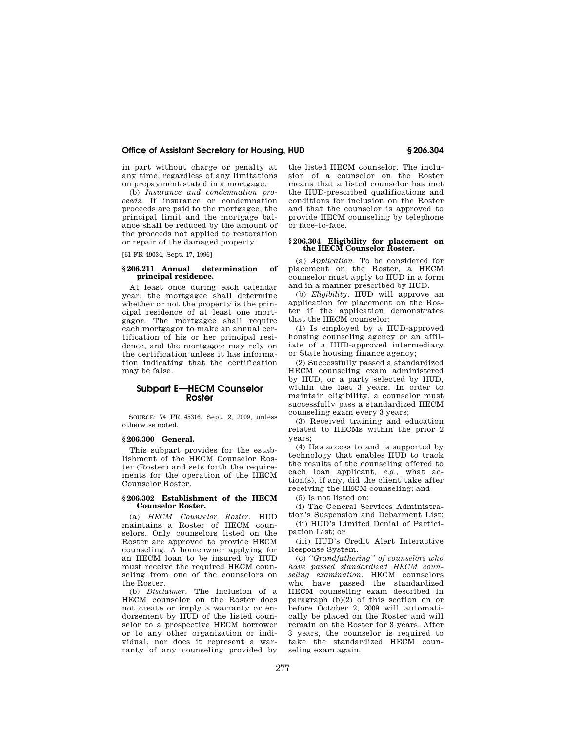in part without charge or penalty at any time, regardless of any limitations on prepayment stated in a mortgage.

(b) *Insurance and condemnation proceeds.* If insurance or condemnation proceeds are paid to the mortgagee, the principal limit and the mortgage balance shall be reduced by the amount of the proceeds not applied to restoration or repair of the damaged property.

[61 FR 49034, Sept. 17, 1996]

### § 206.211 Annual determination of principal residence.

At least once during each calendar year, the mortgagee shall determine whether or not the property is the principal residence of at least one mortgagor. The mortgagee shall require each mortgagor to make an annual certification of his or her principal residence, and the mortgagee may rely on the certification unless it has information indicating that the certification may be false.

## Subpart E—HECM Counselor Roster

SOURCE: 74 FR 45316, Sept. 2, 2009, unless otherwise noted.

### § 206.300 General.

This subpart provides for the establishment of the HECM Counselor Roster (Roster) and sets forth the requirements for the operation of the HECM Counselor Roster.

### § 206.302 Establishment of the HECM Counselor Roster.

(a) *HECM Counselor Roster.* HUD maintains a Roster of HECM counselors. Only counselors listed on the Roster are approved to provide HECM counseling. A homeowner applying for an HECM loan to be insured by HUD must receive the required HECM counseling from one of the counselors on the Roster.

(b) *Disclaimer.* The inclusion of a HECM counselor on the Roster does not create or imply a warranty or endorsement by HUD of the listed counselor to a prospective HECM borrower or to any other organization or individual, nor does it represent a warranty of any counseling provided by the listed HECM counselor. The inclusion of a counselor on the Roster means that a listed counselor has met the HUD-prescribed qualifications and conditions for inclusion on the Roster and that the counselor is approved to provide HECM counseling by telephone or face-to-face.

### § 206.304 Eligibility for placement on the HECM Counselor Roster.

(a) *Application.* To be considered for placement on the Roster, a HECM counselor must apply to HUD in a form and in a manner prescribed by HUD.

(b) *Eligibility.* HUD will approve an application for placement on the Roster if the application demonstrates that the HECM counselor:

(1) Is employed by a HUD-approved housing counseling agency or an affiliate of a HUD-approved intermediary or State housing finance agency;

(2) Successfully passed a standardized HECM counseling exam administered by HUD, or a party selected by HUD, within the last 3 years. In order to maintain eligibility, a counselor must successfully pass a standardized HECM counseling exam every 3 years;

(3) Received training and education related to HECMs within the prior 2 years;

(4) Has access to and is supported by technology that enables HUD to track the results of the counseling offered to each loan applicant, *e.g.*, what action(s), if any, did the client take after receiving the HECM counseling; and

(5) Is not listed on:

(i) The General Services Administration's Suspension and Debarment List;

(ii) HUD's Limited Denial of Participation List; or

(iii) HUD's Credit Alert Interactive Response System.

(c) *"Grandfathering" of counselors who have passed standardized HECM counseling examination.* HECM counselors who have passed the standardized HECM counseling exam described in paragraph (b)(2) of this section on or before October 2, 2009 will automatically be placed on the Roster and will remain on the Roster for 3 years. After 3 years, the counselor is required to take the standardized HECM counseling exam again.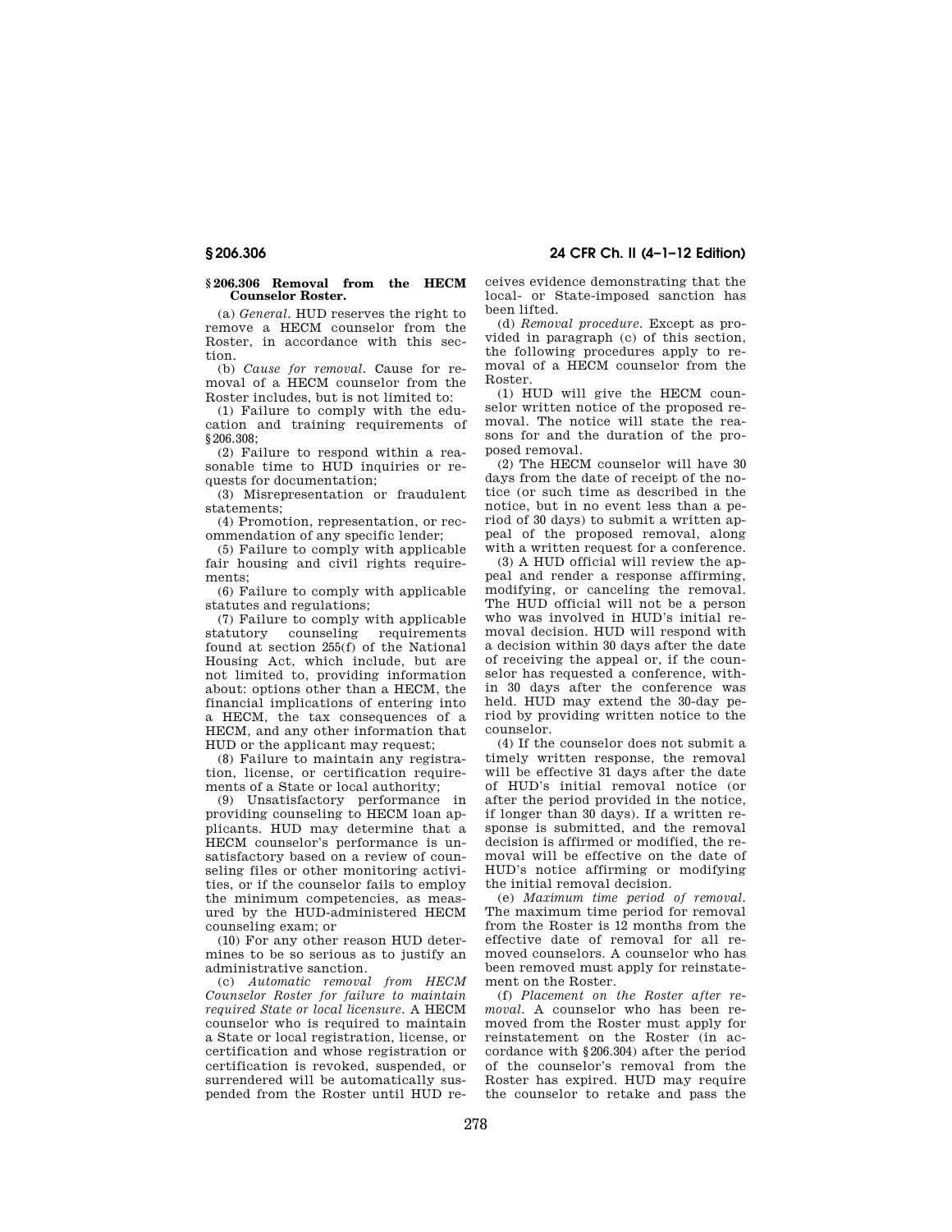### § 206.306 Removal from the HECM Counselor Roster.

(a) *General.* HUD reserves the right to remove a HECM counselor from the Roster, in accordance with this section.

(b) *Cause for removal.* Cause for removal of a HECM counselor from the Roster includes, but is not limited to:

(1) Failure to comply with the education and training requirements of § 206.308;

(2) Failure to respond within a reasonable time to HUD inquiries or requests for documentation;

(3) Misrepresentation or fraudulent statements;

(4) Promotion, representation, or recommendation of any specific lender;

(5) Failure to comply with applicable fair housing and civil rights requirements;

(6) Failure to comply with applicable statutes and regulations;

(7) Failure to comply with applicable statutory counseling requirements found at section 255(f) of the National Housing Act, which include, but are not limited to, providing information about: options other than a HECM, the financial implications of entering into a HECM, the tax consequences of a HECM, and any other information that HUD or the applicant may request;

(8) Failure to maintain any registration, license, or certification requirements of a State or local authority;

(9) Unsatisfactory performance in providing counseling to HECM loan applicants. HUD may determine that a HECM counselor's performance is unsatisfactory based on a review of counseling files or other monitoring activities, or if the counselor fails to employ the minimum competencies, as measured by the HUD-administered HECM counseling exam; or

(10) For any other reason HUD determines to be so serious as to justify an administrative sanction.

(c) *Automatic removal from HECM Counselor Roster for failure to maintain required State or local licensure.* A HECM counselor who is required to maintain a State or local registration, license, or certification and whose registration or certification is revoked, suspended, or surrendered will be automatically suspended from the Roster until HUD receives evidence demonstrating that the local- or State-imposed sanction has been lifted.

(d) *Removal procedure.* Except as provided in paragraph (c) of this section, the following procedures apply to removal of a HECM counselor from the Roster.

(1) HUD will give the HECM counselor written notice of the proposed removal. The notice will state the reasons for and the duration of the proposed removal.

(2) The HECM counselor will have 30 days from the date of receipt of the notice (or such time as described in the notice, but in no event less than a period of 30 days) to submit a written appeal of the proposed removal, along with a written request for a conference.

(3) A HUD official will review the appeal and render a response affirming, modifying, or canceling the removal. The HUD official will not be a person who was involved in HUD's initial removal decision. HUD will respond with a decision within 30 days after the date of receiving the appeal or, if the counselor has requested a conference, within 30 days after the conference was held. HUD may extend the 30-day period by providing written notice to the counselor.

(4) If the counselor does not submit a timely written response, the removal will be effective 31 days after the date of HUD's initial removal notice (or after the period provided in the notice, if longer than 30 days). If a written response is submitted, and the removal decision is affirmed or modified, the removal will be effective on the date of HUD's notice affirming or modifying the initial removal decision.

(e) *Maximum time period of removal.* The maximum time period for removal from the Roster is 12 months from the effective date of removal for all removed counselors. A counselor who has been removed must apply for reinstatement on the Roster.

(f) *Placement on the Roster after removal.* A counselor who has been removed from the Roster must apply for reinstatement on the Roster (in accordance with § 206.304) after the period of the counselor's removal from the Roster has expired. HUD may require the counselor to retake and pass the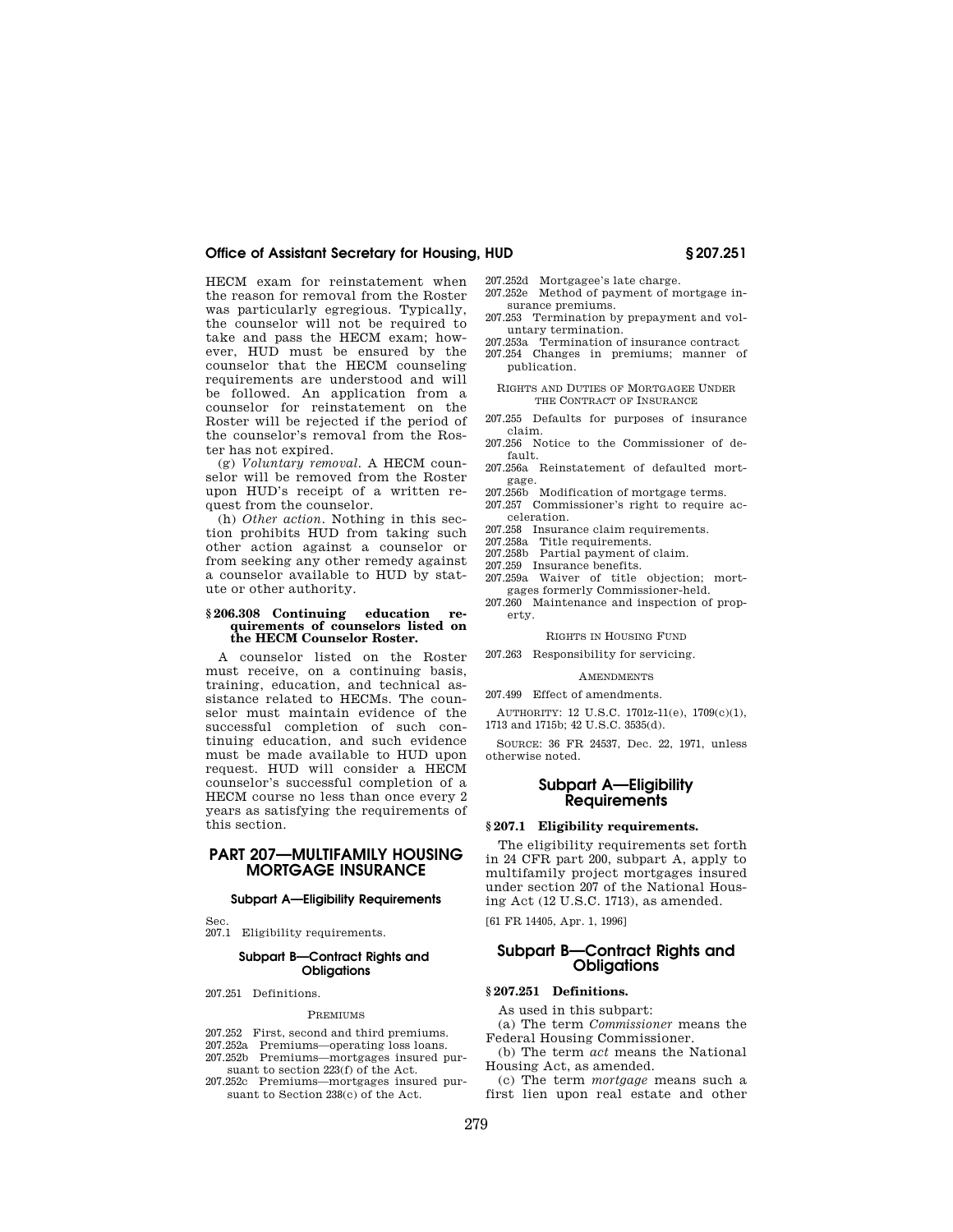HECM exam for reinstatement when the reason for removal from the Roster was particularly egregious. Typically, the counselor will not be required to take and pass the HECM exam; however, HUD must be ensured by the counselor that the HECM counseling requirements are understood and will be followed. An application from a counselor for reinstatement on the Roster will be rejected if the period of the counselor's removal from the Roster has not expired.

(g) *Voluntary removal.* A HECM counselor will be removed from the Roster upon HUD's receipt of a written request from the counselor.

(h) *Other action.* Nothing in this section prohibits HUD from taking such other action against a counselor or from seeking any other remedy against a counselor available to HUD by statute or other authority.

**§ 206.308 Continuing education requirements of counselors listed on the HECM Counselor Roster.**

A counselor listed on the Roster must receive, on a continuing basis, training, education, and technical assistance related to HECMs. The counselor must maintain evidence of the successful completion of such continuing education, and such evidence must be made available to HUD upon request. HUD will consider a HECM counselor's successful completion of a HECM course no less than once every 2 years as satisfying the requirements of this section.

# PART 207—MULTIFAMILY HOUSING MORTGAGE INSURANCE

### Subpart A—Eligibility Requirements

Sec.
207.1 Eligibility requirements.

### Subpart B—Contract Rights and Obligations

207.251 Definitions.

PREMIUMS

207.252 First, second and third premiums.
207.252a Premiums—operating loss loans.
207.252b Premiums—mortgages insured pursuant to section 223(f) of the Act.
207.252c Premiums—mortgages insured pursuant to Section 238(c) of the Act.
207.252d Mortgagee's late charge.
207.252e Method of payment of mortgage insurance premiums.
207.253 Termination by prepayment and voluntary termination.
207.253a Termination of insurance contract
207.254 Changes in premiums; manner of publication.

RIGHTS AND DUTIES OF MORTGAGEE UNDER THE CONTRACT OF INSURANCE

207.255 Defaults for purposes of insurance claim.
207.256 Notice to the Commissioner of default.
207.256a Reinstatement of defaulted mortgage.
207.256b Modification of mortgage terms.
207.257 Commissioner's right to require acceleration.
207.258 Insurance claim requirements.
207.258a Title requirements.
207.258b Partial payment of claim.
207.259 Insurance benefits.
207.259a Waiver of title objection; mortgages formerly Commissioner-held.
207.260 Maintenance and inspection of property.

RIGHTS IN HOUSING FUND

207.263 Responsibility for servicing.

AMENDMENTS

207.499 Effect of amendments.

AUTHORITY: 12 U.S.C. 1701z-11(e), 1709(c)(1), 1713 and 1715b; 42 U.S.C. 3535(d).

SOURCE: 36 FR 24537, Dec. 22, 1971, unless otherwise noted.

## Subpart A—Eligibility Requirements

**§ 207.1 Eligibility requirements.**

The eligibility requirements set forth in 24 CFR part 200, subpart A, apply to multifamily project mortgages insured under section 207 of the National Housing Act (12 U.S.C. 1713), as amended.

[61 FR 14405, Apr. 1, 1996]

## Subpart B—Contract Rights and Obligations

**§ 207.251 Definitions.**

As used in this subpart:

(a) The term *Commissioner* means the Federal Housing Commissioner.

(b) The term *act* means the National Housing Act, as amended.

(c) The term *mortgage* means such a first lien upon real estate and other